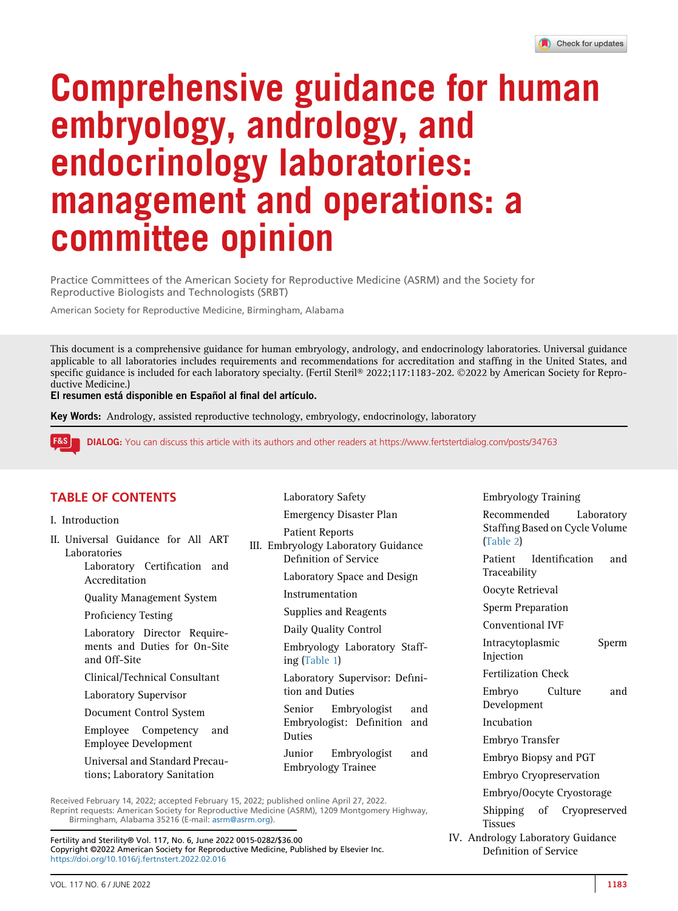# Comprehensive guidance for human embryology, andrology, and endocrinology laboratories: management and operations: a committee opinion

Practice Committees of the American Society for Reproductive Medicine (ASRM) and the Society for Reproductive Biologists and Technologists (SRBT)

American Society for Reproductive Medicine, Birmingham, Alabama

This document is a comprehensive guidance for human embryology, andrology, and endocrinology laboratories. Universal guidance applicable to all laboratories includes requirements and recommendations for accreditation and staffing in the United States, and specific guidance is included for each laboratory specialty. (Fertil Steril® 2022;117:1183-202. ©2022 by American Society for Reproductive Medicine.)

**El resumen está disponible en Español al final del artículo.**

**Key Words:** Andrology, assisted reproductive technology, embryology, endocrinology, laboratory

**DIALOG:** You can discuss this article with its authors and other readers at https://www.fertstertdialog.com/posts/34763

## TABLE OF CONTENTS

- I. Introduction
- II. Universal Guidance for All ART Laboratories
  - Laboratory Certification and Accreditation
  - Quality Management System
  - Proficiency Testing
  - Laboratory Director Requirements and Duties for On-Site and Off-Site
  - Clinical/Technical Consultant
  - Laboratory Supervisor
  - Document Control System
  - Employee Competency and Employee Development
  - Universal and Standard Precautions; Laboratory Sanitation
  - Laboratory Safety
  - Emergency Disaster Plan
  - Patient Reports
- III. Embryology Laboratory Guidance
  - Definition of Service
  - Laboratory Space and Design
  - Instrumentation
  - Supplies and Reagents
  - Daily Quality Control
  - Embryology Laboratory Staffing (Table 1)
  - Laboratory Supervisor: Definition and Duties
  - Senior Embryologist and Embryologist: Definition and Duties
  - Junior Embryologist and Embryology Trainee
  - Embryology Training
  - Recommended Laboratory Staffing Based on Cycle Volume (Table 2)
  - Patient Identification and Traceability
  - Oocyte Retrieval
  - Sperm Preparation
  - Conventional IVF
  - Intracytoplasmic Sperm Injection
  - Fertilization Check
  - Embryo Culture and Development
  - Incubation
  - Embryo Transfer
  - Embryo Biopsy and PGT
  - Embryo Cryopreservation
  - Embryo/Oocyte Cryostorage
  - Shipping of Cryopreserved Tissues
- IV. Andrology Laboratory Guidance
  - Definition of Service

Received February 14, 2022; accepted February 15, 2022; published online April 27, 2022.

Reprint requests: American Society for Reproductive Medicine (ASRM), 1209 Montgomery Highway, Birmingham, Alabama 35216 (E-mail: asrm@asrm.org).

Fertility and Sterility® Vol. 117, No. 6, June 2022 0015-0282/$36.00
Copyright ©2022 American Society for Reproductive Medicine, Published by Elsevier Inc.
https://doi.org/10.1016/j.fertnstert.2022.02.016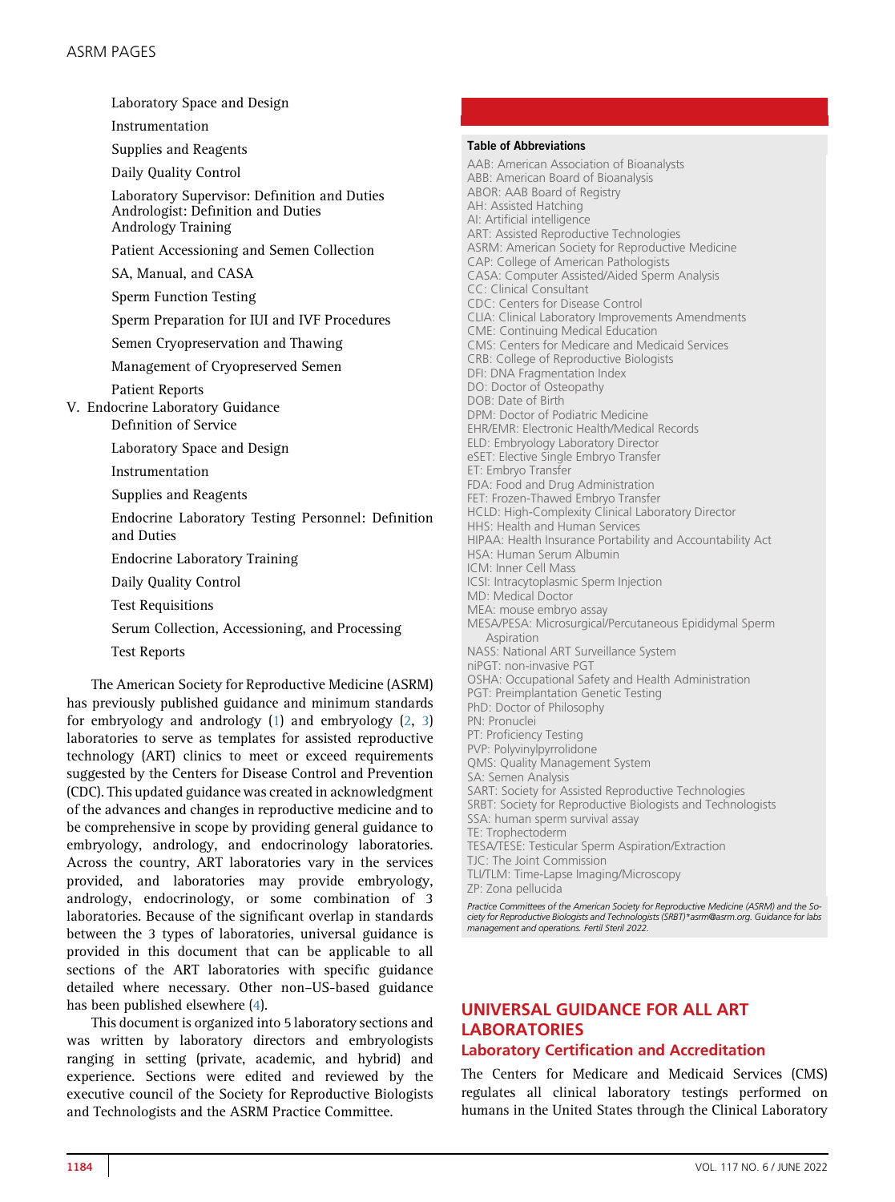Laboratory Space and Design

Instrumentation

Supplies and Reagents

Daily Quality Control

Laboratory Supervisor: Definition and Duties

Andrologist: Definition and Duties

Andrology Training

Patient Accessioning and Semen Collection

SA, Manual, and CASA

Sperm Function Testing

Sperm Preparation for IUI and IVF Procedures

Semen Cryopreservation and Thawing

Management of Cryopreserved Semen

Patient Reports

V. Endocrine Laboratory Guidance

Definition of Service

Laboratory Space and Design

Instrumentation

Supplies and Reagents

Endocrine Laboratory Testing Personnel: Definition and Duties

Endocrine Laboratory Training

Daily Quality Control

Test Requisitions

Serum Collection, Accessioning, and Processing

Test Reports

The American Society for Reproductive Medicine (ASRM) has previously published guidance and minimum standards for embryology and andrology (1) and embryology (2, 3) laboratories to serve as templates for assisted reproductive technology (ART) clinics to meet or exceed requirements suggested by the Centers for Disease Control and Prevention (CDC). This updated guidance was created in acknowledgment of the advances and changes in reproductive medicine and to be comprehensive in scope by providing general guidance to embryology, andrology, and endocrinology laboratories. Across the country, ART laboratories vary in the services provided, and laboratories may provide embryology, andrology, endocrinology, or some combination of 3 laboratories. Because of the significant overlap in standards between the 3 types of laboratories, universal guidance is provided in this document that can be applicable to all sections of the ART laboratories with specific guidance detailed where necessary. Other non–US-based guidance has been published elsewhere (4).

This document is organized into 5 laboratory sections and was written by laboratory directors and embryologists ranging in setting (private, academic, and hybrid) and experience. Sections were edited and reviewed by the executive council of the Society for Reproductive Biologists and Technologists and the ASRM Practice Committee.

**Table of Abbreviations**

AAB: American Association of Bioanalysts
ABB: American Board of Bioanalysis
ABOR: AAB Board of Registry
AH: Assisted Hatching
AI: Artificial intelligence
ART: Assisted Reproductive Technologies
ASRM: American Society for Reproductive Medicine
CAP: College of American Pathologists
CASA: Computer Assisted/Aided Sperm Analysis
CC: Clinical Consultant
CDC: Centers for Disease Control
CLIA: Clinical Laboratory Improvements Amendments
CME: Continuing Medical Education
CMS: Centers for Medicare and Medicaid Services
CRB: College of Reproductive Biologists
DFI: DNA Fragmentation Index
DO: Doctor of Osteopathy
DOB: Date of Birth
DPM: Doctor of Podiatric Medicine
EHR/EMR: Electronic Health/Medical Records
ELD: Embryology Laboratory Director
eSET: Elective Single Embryo Transfer
ET: Embryo Transfer
FDA: Food and Drug Administration
FET: Frozen-Thawed Embryo Transfer
HCLD: High-Complexity Clinical Laboratory Director
HHS: Health and Human Services
HIPAA: Health Insurance Portability and Accountability Act
HSA: Human Serum Albumin
ICM: Inner Cell Mass
ICSI: Intracytoplasmic Sperm Injection
MD: Medical Doctor
MEA: mouse embryo assay
MESA/PESA: Microsurgical/Percutaneous Epididymal Sperm Aspiration
NASS: National ART Surveillance System
niPGT: non-invasive PGT
OSHA: Occupational Safety and Health Administration
PGT: Preimplantation Genetic Testing
PhD: Doctor of Philosophy
PN: Pronuclei
PT: Proficiency Testing
PVP: Polyvinylpyrrolidone
QMS: Quality Management System
SA: Semen Analysis
SART: Society for Assisted Reproductive Technologies
SRBT: Society for Reproductive Biologists and Technologists
SSA: human sperm survival assay
TE: Trophectoderm
TESA/TESE: Testicular Sperm Aspiration/Extraction
TJC: The Joint Commission
TLI/TLM: Time-Lapse Imaging/Microscopy
ZP: Zona pellucida

*Practice Committees of the American Society for Reproductive Medicine (ASRM) and the Society for Reproductive Biologists and Technologists (SRBT)*asrm@asrm.org. Guidance for labs management and operations. Fertil Steril 2022.*

# UNIVERSAL GUIDANCE FOR ALL ART LABORATORIES

## Laboratory Certification and Accreditation

The Centers for Medicare and Medicaid Services (CMS) regulates all clinical laboratory testings performed on humans in the United States through the Clinical Laboratory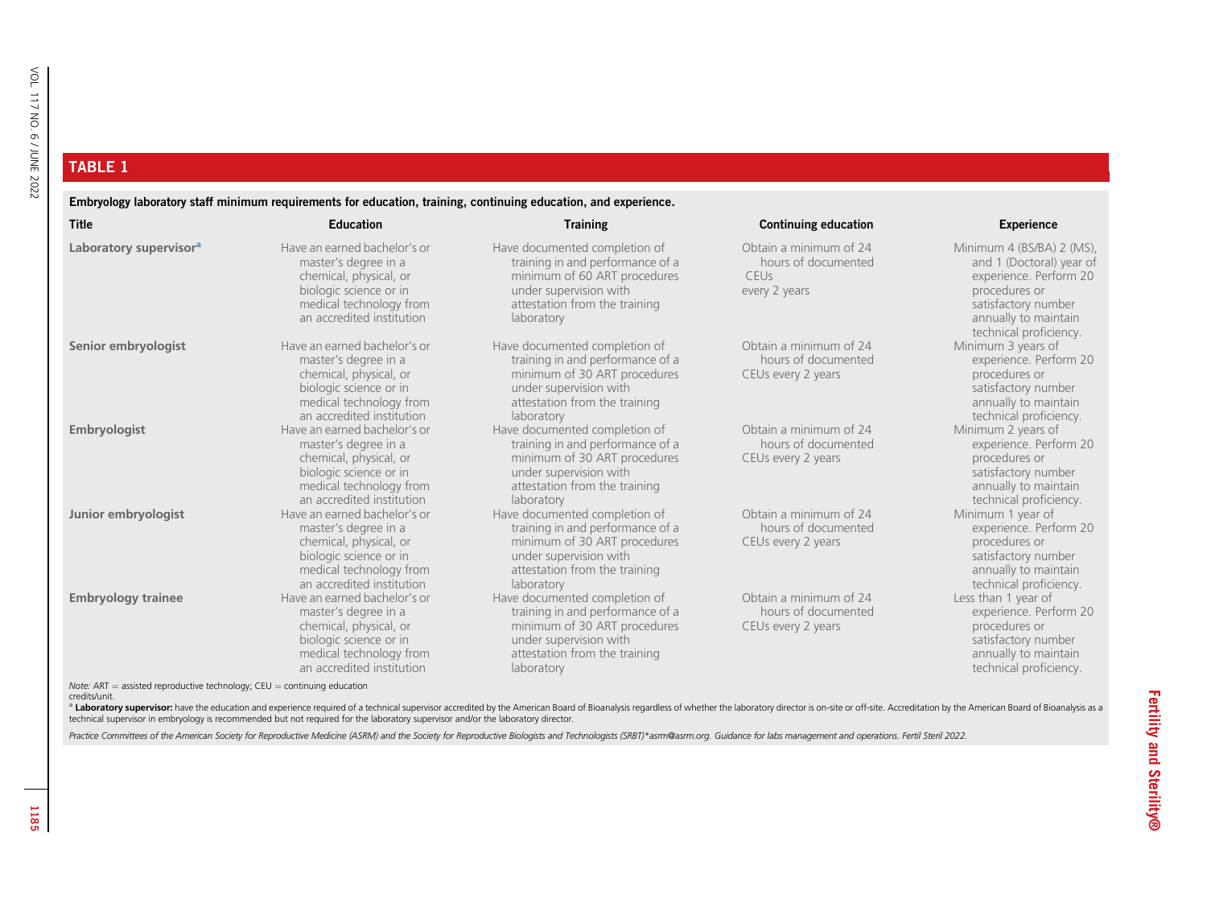**TABLE 1**

Embryology laboratory staff minimum requirements for education, training, continuing education, and experience.

| Title | Education | Training | Continuing education | Experience |
|---|---|---|---|---|
| **Laboratory supervisor**[a] | Have an earned bachelor's or master's degree in a chemical, physical, or biologic science or in medical technology from an accredited institution | Have documented completion of training in and performance of a minimum of 60 ART procedures under supervision with attestation from the training laboratory | Obtain a minimum of 24 hours of documented CEUs every 2 years | Minimum 4 (BS/BA) 2 (MS), and 1 (Doctoral) year of experience. Perform 20 procedures or satisfactory number annually to maintain technical proficiency. |
| **Senior embryologist** | Have an earned bachelor's or master's degree in a chemical, physical, or biologic science or in medical technology from an accredited institution | Have documented completion of training in and performance of a minimum of 30 ART procedures under supervision with attestation from the training laboratory | Obtain a minimum of 24 hours of documented CEUs every 2 years | Minimum 3 years of experience. Perform 20 procedures or satisfactory number annually to maintain technical proficiency. |
| **Embryologist** | Have an earned bachelor's or master's degree in a chemical, physical, or biologic science or in medical technology from an accredited institution | Have documented completion of training in and performance of a minimum of 30 ART procedures under supervision with attestation from the training laboratory | Obtain a minimum of 24 hours of documented CEUs every 2 years | Minimum 2 years of experience. Perform 20 procedures or satisfactory number annually to maintain technical proficiency. |
| **Junior embryologist** | Have an earned bachelor's or master's degree in a chemical, physical, or biologic science or in medical technology from an accredited institution | Have documented completion of training in and performance of a minimum of 30 ART procedures under supervision with attestation from the training laboratory | Obtain a minimum of 24 hours of documented CEUs every 2 years | Minimum 1 year of experience. Perform 20 procedures or satisfactory number annually to maintain technical proficiency. |
| **Embryology trainee** | Have an earned bachelor's or master's degree in a chemical, physical, or biologic science or in medical technology from an accredited institution | Have documented completion of training in and performance of a minimum of 30 ART procedures under supervision with attestation from the training laboratory | Obtain a minimum of 24 hours of documented CEUs every 2 years | Less than 1 year of experience. Perform 20 procedures or satisfactory number annually to maintain technical proficiency. |

*Note:* ART = assisted reproductive technology; CEU = continuing education credits/unit.

[a] **Laboratory supervisor:** have the education and experience required of a technical supervisor accredited by the American Board of Bioanalysis regardless of whether the laboratory director is on-site or off-site. Accreditation by the American Board of Bioanalysis as a technical supervisor in embryology is recommended but not required for the laboratory supervisor and/or the laboratory director.

*Practice Committees of the American Society for Reproductive Medicine (ASRM) and the Society for Reproductive Biologists and Technologists (SRBT)\*asrm@asrm.org. Guidance for labs management and operations. Fertil Steril 2022.*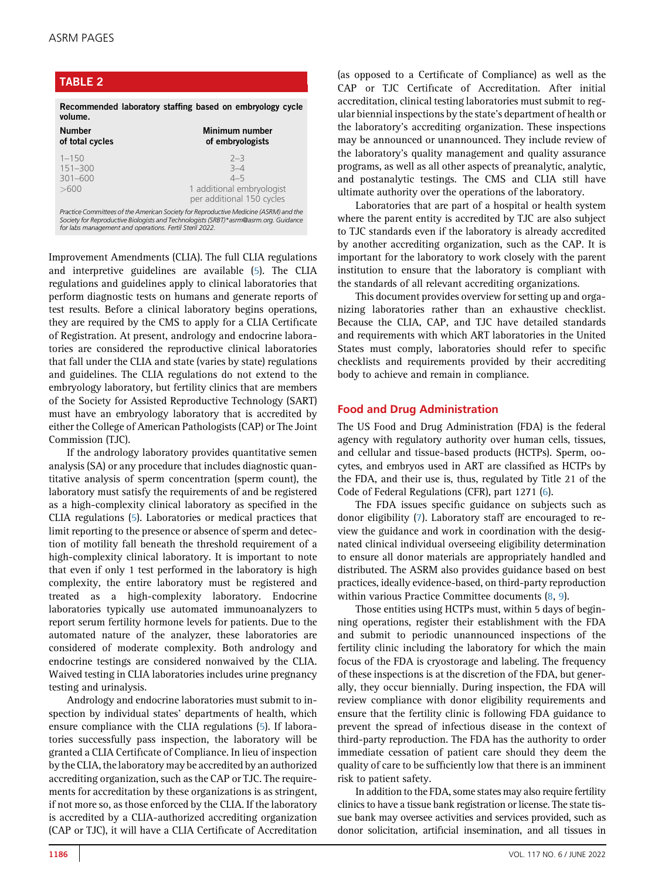**TABLE 2**

Recommended laboratory staffing based on embryology cycle volume.

| Number of total cycles | Minimum number of embryologists |
| --- | --- |
| 1–150 | 2–3 |
| 151–300 | 3–4 |
| 301–600 | 4–5 |
| >600 | 1 additional embryologist per additional 150 cycles |

*Practice Committees of the American Society for Reproductive Medicine (ASRM) and the Society for Reproductive Biologists and Technologists (SRBT)\*asrm@asrm.org. Guidance for labs management and operations. Fertil Steril 2022.*

Improvement Amendments (CLIA). The full CLIA regulations and interpretive guidelines are available (5). The CLIA regulations and guidelines apply to clinical laboratories that perform diagnostic tests on humans and generate reports of test results. Before a clinical laboratory begins operations, they are required by the CMS to apply for a CLIA Certificate of Registration. At present, andrology and endocrine laboratories are considered the reproductive clinical laboratories that fall under the CLIA and state (varies by state) regulations and guidelines. The CLIA regulations do not extend to the embryology laboratory, but fertility clinics that are members of the Society for Assisted Reproductive Technology (SART) must have an embryology laboratory that is accredited by either the College of American Pathologists (CAP) or The Joint Commission (TJC).

If the andrology laboratory provides quantitative semen analysis (SA) or any procedure that includes diagnostic quantitative analysis of sperm concentration (sperm count), the laboratory must satisfy the requirements of and be registered as a high-complexity clinical laboratory as specified in the CLIA regulations (5). Laboratories or medical practices that limit reporting to the presence or absence of sperm and detection of motility fall beneath the threshold requirement of a high-complexity clinical laboratory. It is important to note that even if only 1 test performed in the laboratory is high complexity, the entire laboratory must be registered and treated as a high-complexity laboratory. Endocrine laboratories typically use automated immunoanalyzers to report serum fertility hormone levels for patients. Due to the automated nature of the analyzer, these laboratories are considered of moderate complexity. Both andrology and endocrine testings are considered nonwaived by the CLIA. Waived testing in CLIA laboratories includes urine pregnancy testing and urinalysis.

Andrology and endocrine laboratories must submit to inspection by individual states' departments of health, which ensure compliance with the CLIA regulations (5). If laboratories successfully pass inspection, the laboratory will be granted a CLIA Certificate of Compliance. In lieu of inspection by the CLIA, the laboratory may be accredited by an authorized accrediting organization, such as the CAP or TJC. The requirements for accreditation by these organizations is as stringent, if not more so, as those enforced by the CLIA. If the laboratory is accredited by a CLIA-authorized accrediting organization (CAP or TJC), it will have a CLIA Certificate of Accreditation (as opposed to a Certificate of Compliance) as well as the CAP or TJC Certificate of Accreditation. After initial accreditation, clinical testing laboratories must submit to regular biennial inspections by the state's department of health or the laboratory's accrediting organization. These inspections may be announced or unannounced. They include review of the laboratory's quality management and quality assurance programs, as well as all other aspects of preanalytic, analytic, and postanalytic testings. The CMS and CLIA still have ultimate authority over the operations of the laboratory.

Laboratories that are part of a hospital or health system where the parent entity is accredited by TJC are also subject to TJC standards even if the laboratory is already accredited by another accrediting organization, such as the CAP. It is important for the laboratory to work closely with the parent institution to ensure that the laboratory is compliant with the standards of all relevant accrediting organizations.

This document provides overview for setting up and organizing laboratories rather than an exhaustive checklist. Because the CLIA, CAP, and TJC have detailed standards and requirements with which ART laboratories in the United States must comply, laboratories should refer to specific checklists and requirements provided by their accrediting body to achieve and remain in compliance.

## Food and Drug Administration

The US Food and Drug Administration (FDA) is the federal agency with regulatory authority over human cells, tissues, and cellular and tissue-based products (HCTPs). Sperm, oocytes, and embryos used in ART are classified as HCTPs by the FDA, and their use is, thus, regulated by Title 21 of the Code of Federal Regulations (CFR), part 1271 (6).

The FDA issues specific guidance on subjects such as donor eligibility (7). Laboratory staff are encouraged to review the guidance and work in coordination with the designated clinical individual overseeing eligibility determination to ensure all donor materials are appropriately handled and distributed. The ASRM also provides guidance based on best practices, ideally evidence-based, on third-party reproduction within various Practice Committee documents (8, 9).

Those entities using HCTPs must, within 5 days of beginning operations, register their establishment with the FDA and submit to periodic unannounced inspections of the fertility clinic including the laboratory for which the main focus of the FDA is cryostorage and labeling. The frequency of these inspections is at the discretion of the FDA, but generally, they occur biennially. During inspection, the FDA will review compliance with donor eligibility requirements and ensure that the fertility clinic is following FDA guidance to prevent the spread of infectious disease in the context of third-party reproduction. The FDA has the authority to order immediate cessation of patient care should they deem the quality of care to be sufficiently low that there is an imminent risk to patient safety.

In addition to the FDA, some states may also require fertility clinics to have a tissue bank registration or license. The state tissue bank may oversee activities and services provided, such as donor solicitation, artificial insemination, and all tissues in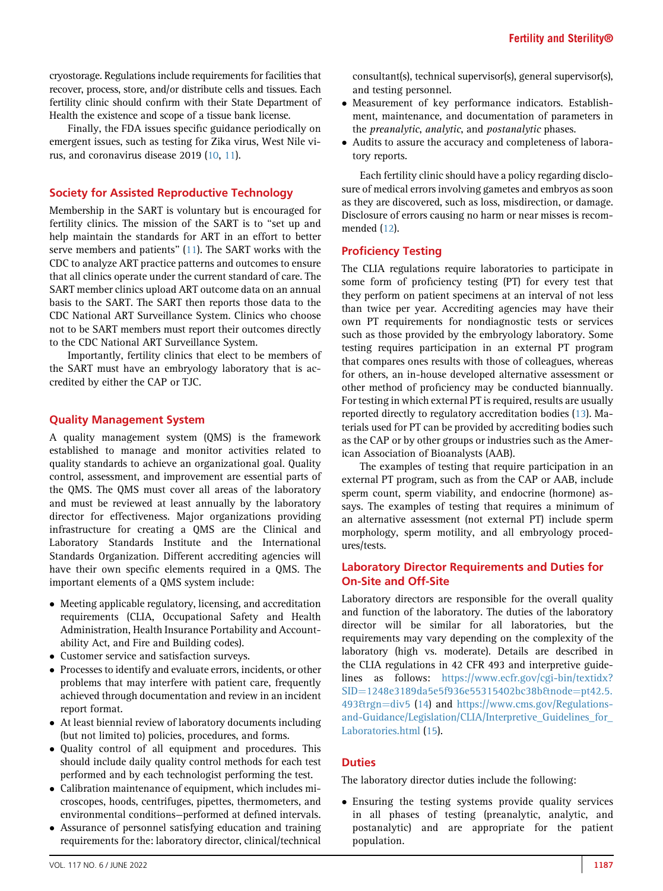cryostorage. Regulations include requirements for facilities that recover, process, store, and/or distribute cells and tissues. Each fertility clinic should confirm with their State Department of Health the existence and scope of a tissue bank license.

Finally, the FDA issues specific guidance periodically on emergent issues, such as testing for Zika virus, West Nile virus, and coronavirus disease 2019 (10, 11).

## Society for Assisted Reproductive Technology

Membership in the SART is voluntary but is encouraged for fertility clinics. The mission of the SART is to "set up and help maintain the standards for ART in an effort to better serve members and patients" (11). The SART works with the CDC to analyze ART practice patterns and outcomes to ensure that all clinics operate under the current standard of care. The SART member clinics upload ART outcome data on an annual basis to the SART. The SART then reports those data to the CDC National ART Surveillance System. Clinics who choose not to be SART members must report their outcomes directly to the CDC National ART Surveillance System.

Importantly, fertility clinics that elect to be members of the SART must have an embryology laboratory that is accredited by either the CAP or TJC.

## Quality Management System

A quality management system (QMS) is the framework established to manage and monitor activities related to quality standards to achieve an organizational goal. Quality control, assessment, and improvement are essential parts of the QMS. The QMS must cover all areas of the laboratory and must be reviewed at least annually by the laboratory director for effectiveness. Major organizations providing infrastructure for creating a QMS are the Clinical and Laboratory Standards Institute and the International Standards Organization. Different accrediting agencies will have their own specific elements required in a QMS. The important elements of a QMS system include:

- Meeting applicable regulatory, licensing, and accreditation requirements (CLIA, Occupational Safety and Health Administration, Health Insurance Portability and Accountability Act, and Fire and Building codes).
- Customer service and satisfaction surveys.
- Processes to identify and evaluate errors, incidents, or other problems that may interfere with patient care, frequently achieved through documentation and review in an incident report format.
- At least biennial review of laboratory documents including (but not limited to) policies, procedures, and forms.
- Quality control of all equipment and procedures. This should include daily quality control methods for each test performed and by each technologist performing the test.
- Calibration maintenance of equipment, which includes microscopes, hoods, centrifuges, pipettes, thermometers, and environmental conditions—performed at defined intervals.
- Assurance of personnel satisfying education and training requirements for the: laboratory director, clinical/technical consultant(s), technical supervisor(s), general supervisor(s), and testing personnel.
- Measurement of key performance indicators. Establishment, maintenance, and documentation of parameters in the *preanalytic*, *analytic*, and *postanalytic* phases.
- Audits to assure the accuracy and completeness of laboratory reports.

Each fertility clinic should have a policy regarding disclosure of medical errors involving gametes and embryos as soon as they are discovered, such as loss, misdirection, or damage. Disclosure of errors causing no harm or near misses is recommended (12).

## Proficiency Testing

The CLIA regulations require laboratories to participate in some form of proficiency testing (PT) for every test that they perform on patient specimens at an interval of not less than twice per year. Accrediting agencies may have their own PT requirements for nondiagnostic tests or services such as those provided by the embryology laboratory. Some testing requires participation in an external PT program that compares ones results with those of colleagues, whereas for others, an in-house developed alternative assessment or other method of proficiency may be conducted biannually. For testing in which external PT is required, results are usually reported directly to regulatory accreditation bodies (13). Materials used for PT can be provided by accrediting bodies such as the CAP or by other groups or industries such as the American Association of Bioanalysts (AAB).

The examples of testing that require participation in an external PT program, such as from the CAP or AAB, include sperm count, sperm viability, and endocrine (hormone) assays. The examples of testing that requires a minimum of an alternative assessment (not external PT) include sperm morphology, sperm motility, and all embryology procedures/tests.

## Laboratory Director Requirements and Duties for On-Site and Off-Site

Laboratory directors are responsible for the overall quality and function of the laboratory. The duties of the laboratory director will be similar for all laboratories, but the requirements may vary depending on the complexity of the laboratory (high vs. moderate). Details are described in the CLIA regulations in 42 CFR 493 and interpretive guidelines as follows: https://www.ecfr.gov/cgi-bin/textidx?SID=1248e3189da5e5f936e55315402bc38b&node=pt42.5.493&rgn=div5 (14) and https://www.cms.gov/Regulations-and-Guidance/Legislation/CLIA/Interpretive_Guidelines_for_Laboratories.html (15).

### Duties

The laboratory director duties include the following:

- Ensuring the testing systems provide quality services in all phases of testing (preanalytic, analytic, and postanalytic) and are appropriate for the patient population.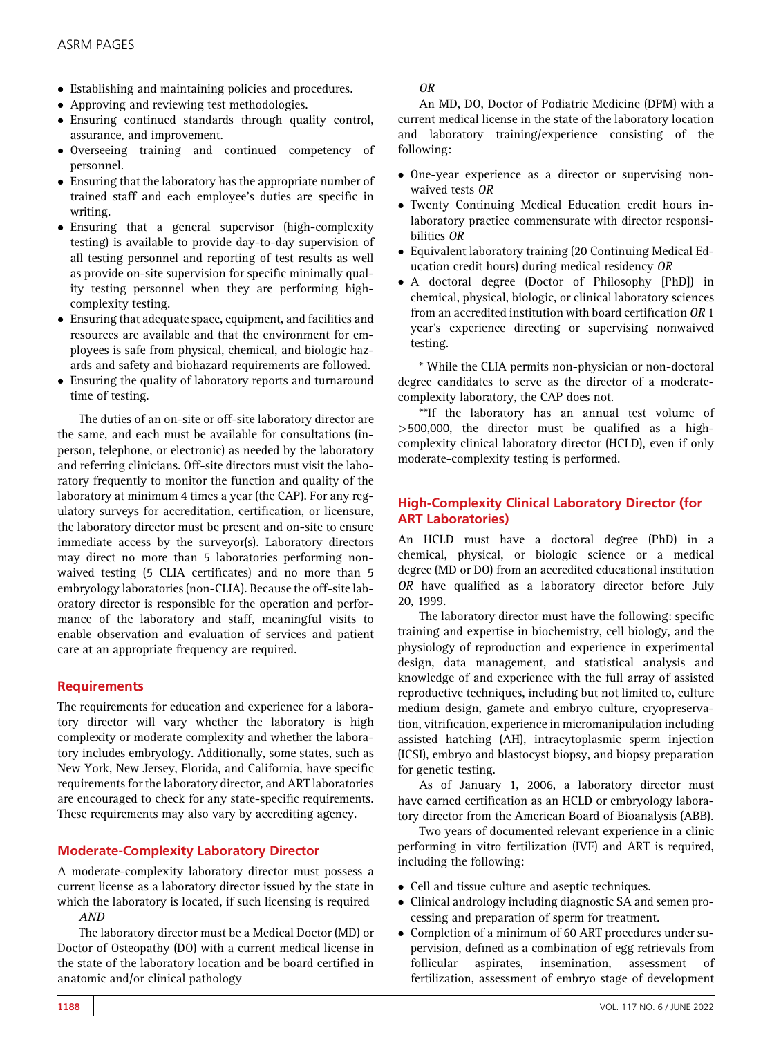- Establishing and maintaining policies and procedures.
- Approving and reviewing test methodologies.
- Ensuring continued standards through quality control, assurance, and improvement.
- Overseeing training and continued competency of personnel.
- Ensuring that the laboratory has the appropriate number of trained staff and each employee's duties are specific in writing.
- Ensuring that a general supervisor (high-complexity testing) is available to provide day-to-day supervision of all testing personnel and reporting of test results as well as provide on-site supervision for specific minimally quality testing personnel when they are performing high-complexity testing.
- Ensuring that adequate space, equipment, and facilities and resources are available and that the environment for employees is safe from physical, chemical, and biologic hazards and safety and biohazard requirements are followed.
- Ensuring the quality of laboratory reports and turnaround time of testing.

The duties of an on-site or off-site laboratory director are the same, and each must be available for consultations (in-person, telephone, or electronic) as needed by the laboratory and referring clinicians. Off-site directors must visit the laboratory frequently to monitor the function and quality of the laboratory at minimum 4 times a year (the CAP). For any regulatory surveys for accreditation, certification, or licensure, the laboratory director must be present and on-site to ensure immediate access by the surveyor(s). Laboratory directors may direct no more than 5 laboratories performing nonwaived testing (5 CLIA certificates) and no more than 5 embryology laboratories (non-CLIA). Because the off-site laboratory director is responsible for the operation and performance of the laboratory and staff, meaningful visits to enable observation and evaluation of services and patient care at an appropriate frequency are required.

## Requirements

The requirements for education and experience for a laboratory director will vary whether the laboratory is high complexity or moderate complexity and whether the laboratory includes embryology. Additionally, some states, such as New York, New Jersey, Florida, and California, have specific requirements for the laboratory director, and ART laboratories are encouraged to check for any state-specific requirements. These requirements may also vary by accrediting agency.

## Moderate-Complexity Laboratory Director

A moderate-complexity laboratory director must possess a current license as a laboratory director issued by the state in which the laboratory is located, if such licensing is required

*AND*

The laboratory director must be a Medical Doctor (MD) or Doctor of Osteopathy (DO) with a current medical license in the state of the laboratory location and be board certified in anatomic and/or clinical pathology

*OR*

An MD, DO, Doctor of Podiatric Medicine (DPM) with a current medical license in the state of the laboratory location and laboratory training/experience consisting of the following:

- One-year experience as a director or supervising non-waived tests *OR*
- Twenty Continuing Medical Education credit hours in-laboratory practice commensurate with director responsibilities *OR*
- Equivalent laboratory training (20 Continuing Medical Education credit hours) during medical residency *OR*
- A doctoral degree (Doctor of Philosophy [PhD]) in chemical, physical, biologic, or clinical laboratory sciences from an accredited institution with board certification *OR* 1 year's experience directing or supervising nonwaived testing.

* While the CLIA permits non-physician or non-doctoral degree candidates to serve as the director of a moderate-complexity laboratory, the CAP does not.

**If the laboratory has an annual test volume of >500,000, the director must be qualified as a high-complexity clinical laboratory director (HCLD), even if only moderate-complexity testing is performed.

## High-Complexity Clinical Laboratory Director (for ART Laboratories)

An HCLD must have a doctoral degree (PhD) in a chemical, physical, or biologic science or a medical degree (MD or DO) from an accredited educational institution *OR* have qualified as a laboratory director before July 20, 1999.

The laboratory director must have the following: specific training and expertise in biochemistry, cell biology, and the physiology of reproduction and experience in experimental design, data management, and statistical analysis and knowledge of and experience with the full array of assisted reproductive techniques, including but not limited to, culture medium design, gamete and embryo culture, cryopreservation, vitrification, experience in micromanipulation including assisted hatching (AH), intracytoplasmic sperm injection (ICSI), embryo and blastocyst biopsy, and biopsy preparation for genetic testing.

As of January 1, 2006, a laboratory director must have earned certification as an HCLD or embryology laboratory director from the American Board of Bioanalysis (ABB).

Two years of documented relevant experience in a clinic performing in vitro fertilization (IVF) and ART is required, including the following:

- Cell and tissue culture and aseptic techniques.
- Clinical andrology including diagnostic SA and semen processing and preparation of sperm for treatment.
- Completion of a minimum of 60 ART procedures under supervision, defined as a combination of egg retrievals from follicular aspirates, insemination, assessment of fertilization, assessment of embryo stage of development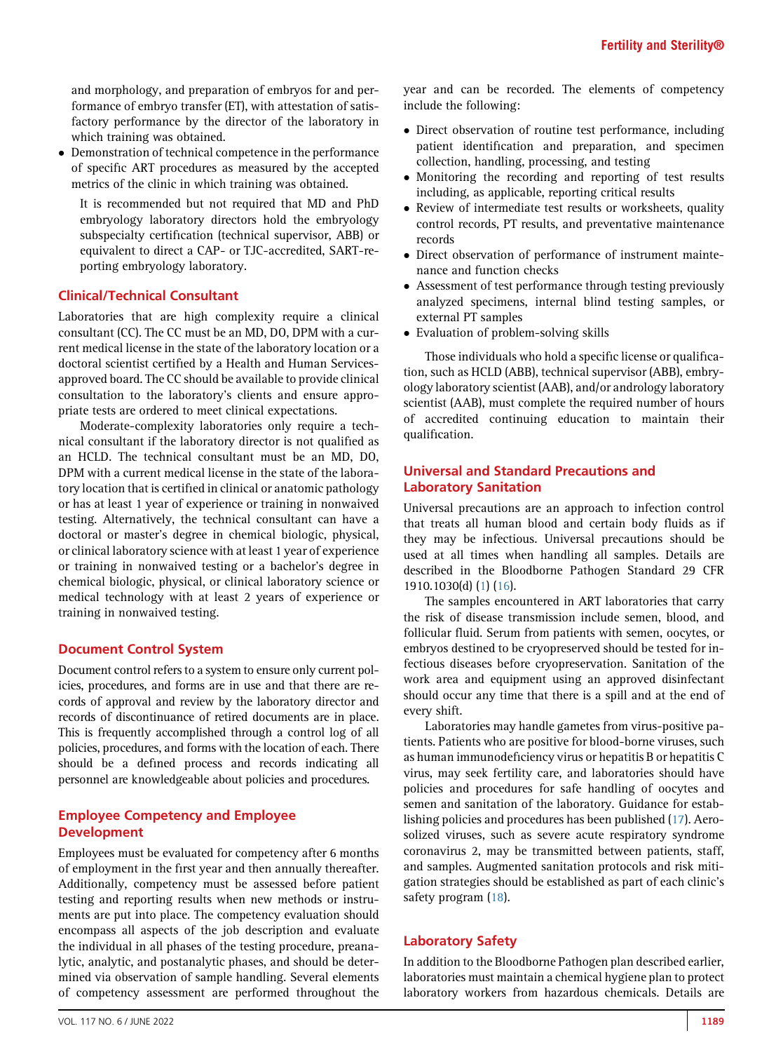and morphology, and preparation of embryos for and performance of embryo transfer (ET), with attestation of satisfactory performance by the director of the laboratory in which training was obtained.
- Demonstration of technical competence in the performance of specific ART procedures as measured by the accepted metrics of the clinic in which training was obtained.

It is recommended but not required that MD and PhD embryology laboratory directors hold the embryology subspecialty certification (technical supervisor, ABB) or equivalent to direct a CAP- or TJC-accredited, SART-reporting embryology laboratory.

## Clinical/Technical Consultant

Laboratories that are high complexity require a clinical consultant (CC). The CC must be an MD, DO, DPM with a current medical license in the state of the laboratory location or a doctoral scientist certified by a Health and Human Services-approved board. The CC should be available to provide clinical consultation to the laboratory's clients and ensure appropriate tests are ordered to meet clinical expectations.

Moderate-complexity laboratories only require a technical consultant if the laboratory director is not qualified as an HCLD. The technical consultant must be an MD, DO, DPM with a current medical license in the state of the laboratory location that is certified in clinical or anatomic pathology or has at least 1 year of experience or training in nonwaived testing. Alternatively, the technical consultant can have a doctoral or master's degree in chemical biologic, physical, or clinical laboratory science with at least 1 year of experience or training in nonwaived testing or a bachelor's degree in chemical biologic, physical, or clinical laboratory science or medical technology with at least 2 years of experience or training in nonwaived testing.

## Document Control System

Document control refers to a system to ensure only current policies, procedures, and forms are in use and that there are records of approval and review by the laboratory director and records of discontinuance of retired documents are in place. This is frequently accomplished through a control log of all policies, procedures, and forms with the location of each. There should be a defined process and records indicating all personnel are knowledgeable about policies and procedures.

## Employee Competency and Employee Development

Employees must be evaluated for competency after 6 months of employment in the first year and then annually thereafter. Additionally, competency must be assessed before patient testing and reporting results when new methods or instruments are put into place. The competency evaluation should encompass all aspects of the job description and evaluate the individual in all phases of the testing procedure, preanalytic, analytic, and postanalytic phases, and should be determined via observation of sample handling. Several elements of competency assessment are performed throughout the year and can be recorded. The elements of competency include the following:

- Direct observation of routine test performance, including patient identification and preparation, and specimen collection, handling, processing, and testing
- Monitoring the recording and reporting of test results including, as applicable, reporting critical results
- Review of intermediate test results or worksheets, quality control records, PT results, and preventative maintenance records
- Direct observation of performance of instrument maintenance and function checks
- Assessment of test performance through testing previously analyzed specimens, internal blind testing samples, or external PT samples
- Evaluation of problem-solving skills

Those individuals who hold a specific license or qualification, such as HCLD (ABB), technical supervisor (ABB), embryology laboratory scientist (AAB), and/or andrology laboratory scientist (AAB), must complete the required number of hours of accredited continuing education to maintain their qualification.

## Universal and Standard Precautions and Laboratory Sanitation

Universal precautions are an approach to infection control that treats all human blood and certain body fluids as if they may be infectious. Universal precautions should be used at all times when handling all samples. Details are described in the Bloodborne Pathogen Standard 29 CFR 1910.1030(d) (1) (16).

The samples encountered in ART laboratories that carry the risk of disease transmission include semen, blood, and follicular fluid. Serum from patients with semen, oocytes, or embryos destined to be cryopreserved should be tested for infectious diseases before cryopreservation. Sanitation of the work area and equipment using an approved disinfectant should occur any time that there is a spill and at the end of every shift.

Laboratories may handle gametes from virus-positive patients. Patients who are positive for blood-borne viruses, such as human immunodeficiency virus or hepatitis B or hepatitis C virus, may seek fertility care, and laboratories should have policies and procedures for safe handling of oocytes and semen and sanitation of the laboratory. Guidance for establishing policies and procedures has been published (17). Aerosolized viruses, such as severe acute respiratory syndrome coronavirus 2, may be transmitted between patients, staff, and samples. Augmented sanitation protocols and risk mitigation strategies should be established as part of each clinic's safety program (18).

## Laboratory Safety

In addition to the Bloodborne Pathogen plan described earlier, laboratories must maintain a chemical hygiene plan to protect laboratory workers from hazardous chemicals. Details are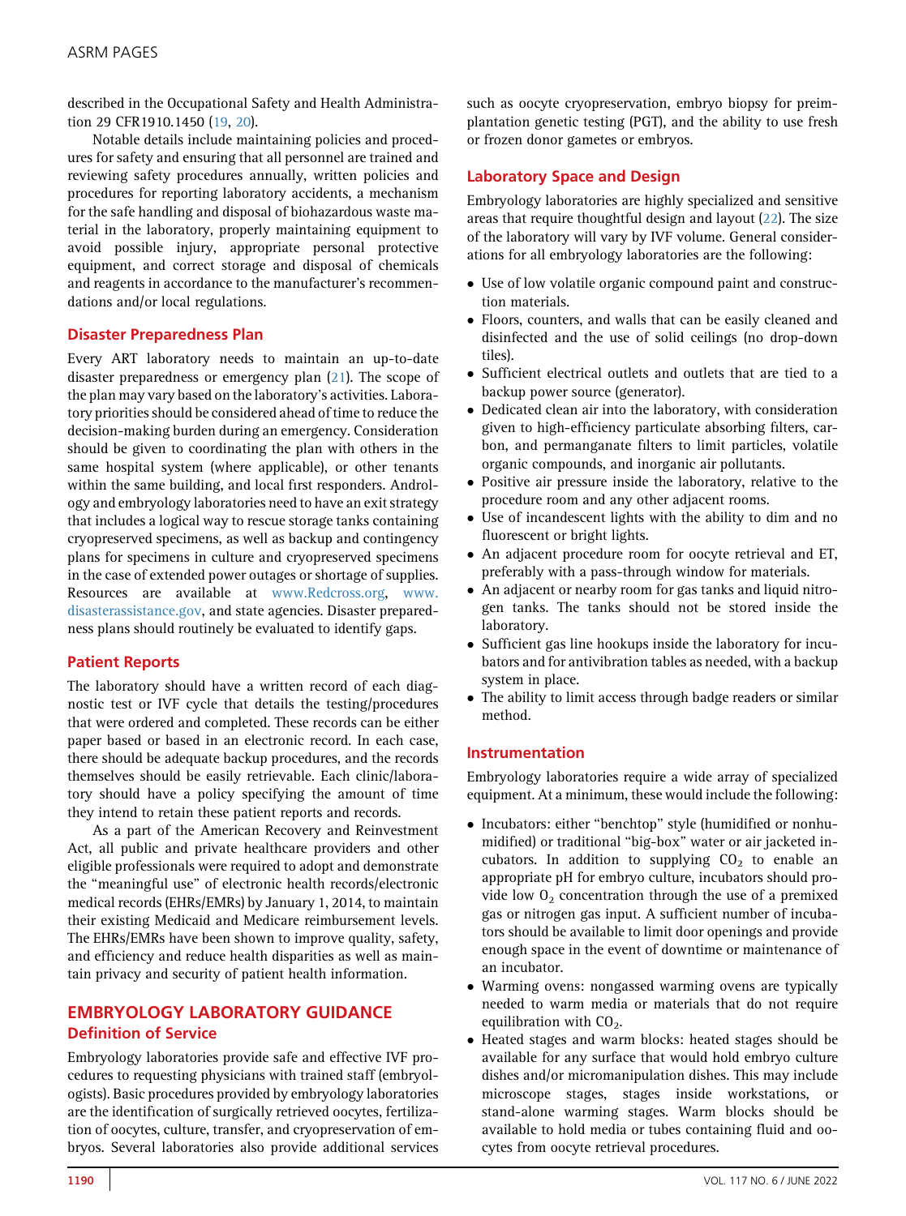described in the Occupational Safety and Health Administration 29 CFR1910.1450 (19, 20).

Notable details include maintaining policies and procedures for safety and ensuring that all personnel are trained and reviewing safety procedures annually, written policies and procedures for reporting laboratory accidents, a mechanism for the safe handling and disposal of biohazardous waste material in the laboratory, properly maintaining equipment to avoid possible injury, appropriate personal protective equipment, and correct storage and disposal of chemicals and reagents in accordance to the manufacturer's recommendations and/or local regulations.

### Disaster Preparedness Plan

Every ART laboratory needs to maintain an up-to-date disaster preparedness or emergency plan (21). The scope of the plan may vary based on the laboratory's activities. Laboratory priorities should be considered ahead of time to reduce the decision-making burden during an emergency. Consideration should be given to coordinating the plan with others in the same hospital system (where applicable), or other tenants within the same building, and local first responders. Andrology and embryology laboratories need to have an exit strategy that includes a logical way to rescue storage tanks containing cryopreserved specimens, as well as backup and contingency plans for specimens in culture and cryopreserved specimens in the case of extended power outages or shortage of supplies. Resources are available at www.Redcross.org, www.disasterassistance.gov, and state agencies. Disaster preparedness plans should routinely be evaluated to identify gaps.

### Patient Reports

The laboratory should have a written record of each diagnostic test or IVF cycle that details the testing/procedures that were ordered and completed. These records can be either paper based or based in an electronic record. In each case, there should be adequate backup procedures, and the records themselves should be easily retrievable. Each clinic/laboratory should have a policy specifying the amount of time they intend to retain these patient reports and records.

As a part of the American Recovery and Reinvestment Act, all public and private healthcare providers and other eligible professionals were required to adopt and demonstrate the "meaningful use" of electronic health records/electronic medical records (EHRs/EMRs) by January 1, 2014, to maintain their existing Medicaid and Medicare reimbursement levels. The EHRs/EMRs have been shown to improve quality, safety, and efficiency and reduce health disparities as well as maintain privacy and security of patient health information.

## EMBRYOLOGY LABORATORY GUIDANCE

### Definition of Service

Embryology laboratories provide safe and effective IVF procedures to requesting physicians with trained staff (embryologists). Basic procedures provided by embryology laboratories are the identification of surgically retrieved oocytes, fertilization of oocytes, culture, transfer, and cryopreservation of embryos. Several laboratories also provide additional services such as oocyte cryopreservation, embryo biopsy for preimplantation genetic testing (PGT), and the ability to use fresh or frozen donor gametes or embryos.

### Laboratory Space and Design

Embryology laboratories are highly specialized and sensitive areas that require thoughtful design and layout (22). The size of the laboratory will vary by IVF volume. General considerations for all embryology laboratories are the following:

- Use of low volatile organic compound paint and construction materials.
- Floors, counters, and walls that can be easily cleaned and disinfected and the use of solid ceilings (no drop-down tiles).
- Sufficient electrical outlets and outlets that are tied to a backup power source (generator).
- Dedicated clean air into the laboratory, with consideration given to high-efficiency particulate absorbing filters, carbon, and permanganate filters to limit particles, volatile organic compounds, and inorganic air pollutants.
- Positive air pressure inside the laboratory, relative to the procedure room and any other adjacent rooms.
- Use of incandescent lights with the ability to dim and no fluorescent or bright lights.
- An adjacent procedure room for oocyte retrieval and ET, preferably with a pass-through window for materials.
- An adjacent or nearby room for gas tanks and liquid nitrogen tanks. The tanks should not be stored inside the laboratory.
- Sufficient gas line hookups inside the laboratory for incubators and for antivibration tables as needed, with a backup system in place.
- The ability to limit access through badge readers or similar method.

### Instrumentation

Embryology laboratories require a wide array of specialized equipment. At a minimum, these would include the following:

- Incubators: either "benchtop" style (humidified or nonhumidified) or traditional "big-box" water or air jacketed incubators. In addition to supplying $CO_2$ to enable an appropriate pH for embryo culture, incubators should provide low $O_2$ concentration through the use of a premixed gas or nitrogen gas input. A sufficient number of incubators should be available to limit door openings and provide enough space in the event of downtime or maintenance of an incubator.
- Warming ovens: nongassed warming ovens are typically needed to warm media or materials that do not require equilibration with $CO_2$.
- Heated stages and warm blocks: heated stages should be available for any surface that would hold embryo culture dishes and/or micromanipulation dishes. This may include microscope stages, stages inside workstations, or stand-alone warming stages. Warm blocks should be available to hold media or tubes containing fluid and oocytes from oocyte retrieval procedures.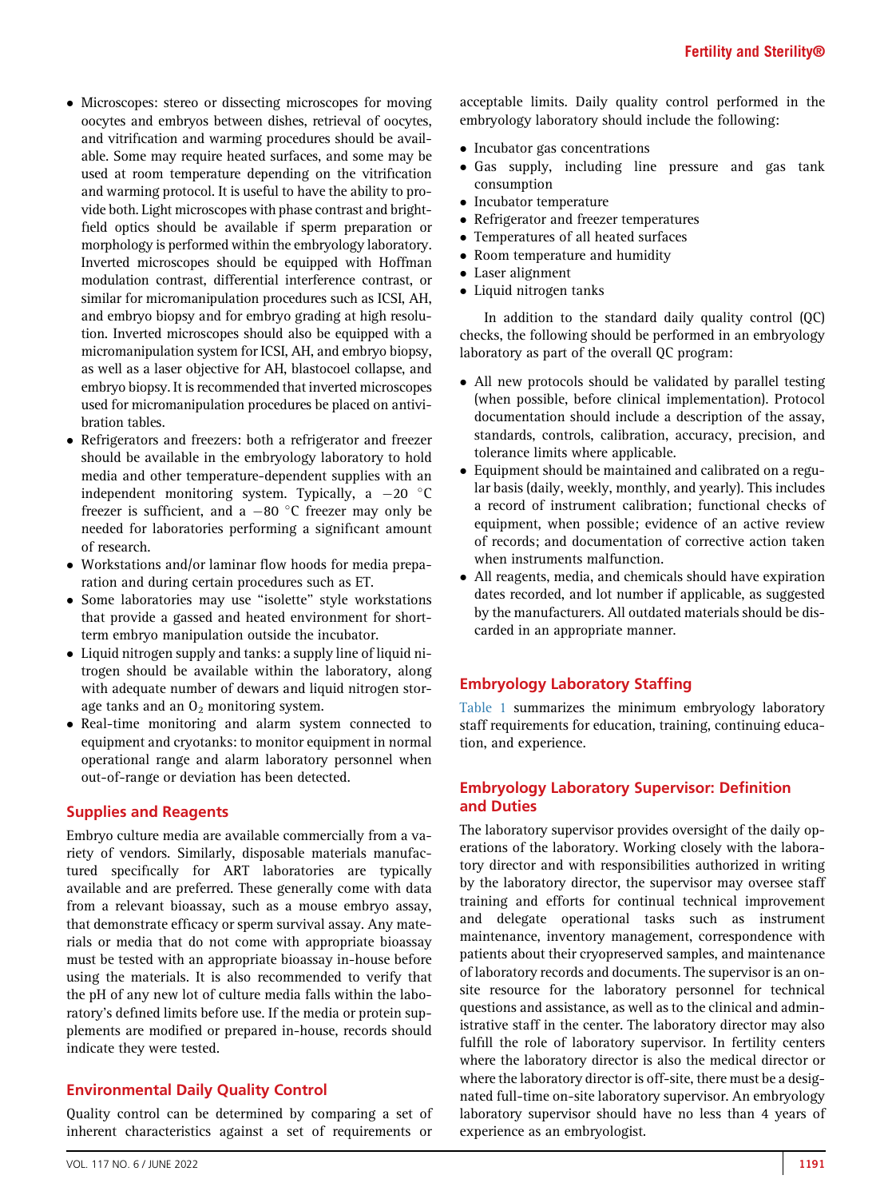- Microscopes: stereo or dissecting microscopes for moving oocytes and embryos between dishes, retrieval of oocytes, and vitrification and warming procedures should be available. Some may require heated surfaces, and some may be used at room temperature depending on the vitrification and warming protocol. It is useful to have the ability to provide both. Light microscopes with phase contrast and brightfield optics should be available if sperm preparation or morphology is performed within the embryology laboratory. Inverted microscopes should be equipped with Hoffman modulation contrast, differential interference contrast, or similar for micromanipulation procedures such as ICSI, AH, and embryo biopsy and for embryo grading at high resolution. Inverted microscopes should also be equipped with a micromanipulation system for ICSI, AH, and embryo biopsy, as well as a laser objective for AH, blastocoel collapse, and embryo biopsy. It is recommended that inverted microscopes used for micromanipulation procedures be placed on antivibration tables.
- Refrigerators and freezers: both a refrigerator and freezer should be available in the embryology laboratory to hold media and other temperature-dependent supplies with an independent monitoring system. Typically, a $-20$ °C freezer is sufficient, and a $-80$ °C freezer may only be needed for laboratories performing a significant amount of research.
- Workstations and/or laminar flow hoods for media preparation and during certain procedures such as ET.
- Some laboratories may use "isolette" style workstations that provide a gassed and heated environment for short-term embryo manipulation outside the incubator.
- Liquid nitrogen supply and tanks: a supply line of liquid nitrogen should be available within the laboratory, along with adequate number of dewars and liquid nitrogen storage tanks and an $O_2$ monitoring system.
- Real-time monitoring and alarm system connected to equipment and cryotanks: to monitor equipment in normal operational range and alarm laboratory personnel when out-of-range or deviation has been detected.

## Supplies and Reagents

Embryo culture media are available commercially from a variety of vendors. Similarly, disposable materials manufactured specifically for ART laboratories are typically available and are preferred. These generally come with data from a relevant bioassay, such as a mouse embryo assay, that demonstrate efficacy or sperm survival assay. Any materials or media that do not come with appropriate bioassay must be tested with an appropriate bioassay in-house before using the materials. It is also recommended to verify that the pH of any new lot of culture media falls within the laboratory's defined limits before use. If the media or protein supplements are modified or prepared in-house, records should indicate they were tested.

## Environmental Daily Quality Control

Quality control can be determined by comparing a set of inherent characteristics against a set of requirements or acceptable limits. Daily quality control performed in the embryology laboratory should include the following:

- Incubator gas concentrations
- Gas supply, including line pressure and gas tank consumption
- Incubator temperature
- Refrigerator and freezer temperatures
- Temperatures of all heated surfaces
- Room temperature and humidity
- Laser alignment
- Liquid nitrogen tanks

In addition to the standard daily quality control (QC) checks, the following should be performed in an embryology laboratory as part of the overall QC program:

- All new protocols should be validated by parallel testing (when possible, before clinical implementation). Protocol documentation should include a description of the assay, standards, controls, calibration, accuracy, precision, and tolerance limits where applicable.
- Equipment should be maintained and calibrated on a regular basis (daily, weekly, monthly, and yearly). This includes a record of instrument calibration; functional checks of equipment, when possible; evidence of an active review of records; and documentation of corrective action taken when instruments malfunction.
- All reagents, media, and chemicals should have expiration dates recorded, and lot number if applicable, as suggested by the manufacturers. All outdated materials should be discarded in an appropriate manner.

## Embryology Laboratory Staffing

Table 1 summarizes the minimum embryology laboratory staff requirements for education, training, continuing education, and experience.

## Embryology Laboratory Supervisor: Definition and Duties

The laboratory supervisor provides oversight of the daily operations of the laboratory. Working closely with the laboratory director and with responsibilities authorized in writing by the laboratory director, the supervisor may oversee staff training and efforts for continual technical improvement and delegate operational tasks such as instrument maintenance, inventory management, correspondence with patients about their cryopreserved samples, and maintenance of laboratory records and documents. The supervisor is an on-site resource for the laboratory personnel for technical questions and assistance, as well as to the clinical and administrative staff in the center. The laboratory director may also fulfill the role of laboratory supervisor. In fertility centers where the laboratory director is also the medical director or where the laboratory director is off-site, there must be a designated full-time on-site laboratory supervisor. An embryology laboratory supervisor should have no less than 4 years of experience as an embryologist.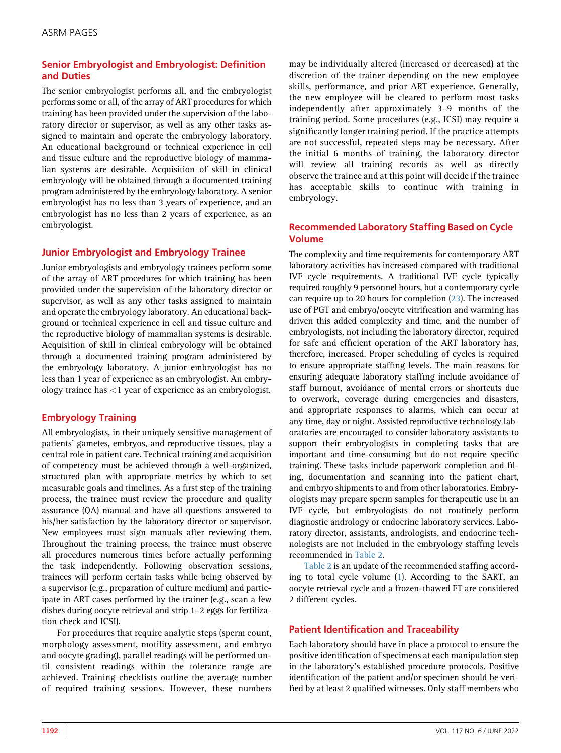## Senior Embryologist and Embryologist: Definition and Duties

The senior embryologist performs all, and the embryologist performs some or all, of the array of ART procedures for which training has been provided under the supervision of the laboratory director or supervisor, as well as any other tasks assigned to maintain and operate the embryology laboratory. An educational background or technical experience in cell and tissue culture and the reproductive biology of mammalian systems are desirable. Acquisition of skill in clinical embryology will be obtained through a documented training program administered by the embryology laboratory. A senior embryologist has no less than 3 years of experience, and an embryologist has no less than 2 years of experience, as an embryologist.

## Junior Embryologist and Embryology Trainee

Junior embryologists and embryology trainees perform some of the array of ART procedures for which training has been provided under the supervision of the laboratory director or supervisor, as well as any other tasks assigned to maintain and operate the embryology laboratory. An educational background or technical experience in cell and tissue culture and the reproductive biology of mammalian systems is desirable. Acquisition of skill in clinical embryology will be obtained through a documented training program administered by the embryology laboratory. A junior embryologist has no less than 1 year of experience as an embryologist. An embryology trainee has <1 year of experience as an embryologist.

## Embryology Training

All embryologists, in their uniquely sensitive management of patients' gametes, embryos, and reproductive tissues, play a central role in patient care. Technical training and acquisition of competency must be achieved through a well-organized, structured plan with appropriate metrics by which to set measurable goals and timelines. As a first step of the training process, the trainee must review the procedure and quality assurance (QA) manual and have all questions answered to his/her satisfaction by the laboratory director or supervisor. New employees must sign manuals after reviewing them. Throughout the training process, the trainee must observe all procedures numerous times before actually performing the task independently. Following observation sessions, trainees will perform certain tasks while being observed by a supervisor (e.g., preparation of culture medium) and participate in ART cases performed by the trainer (e.g., scan a few dishes during oocyte retrieval and strip 1–2 eggs for fertilization check and ICSI).

For procedures that require analytic steps (sperm count, morphology assessment, motility assessment, and embryo and oocyte grading), parallel readings will be performed until consistent readings within the tolerance range are achieved. Training checklists outline the average number of required training sessions. However, these numbers may be individually altered (increased or decreased) at the discretion of the trainer depending on the new employee skills, performance, and prior ART experience. Generally, the new employee will be cleared to perform most tasks independently after approximately 3–9 months of the training period. Some procedures (e.g., ICSI) may require a significantly longer training period. If the practice attempts are not successful, repeated steps may be necessary. After the initial 6 months of training, the laboratory director will review all training records as well as directly observe the trainee and at this point will decide if the trainee has acceptable skills to continue with training in embryology.

## Recommended Laboratory Staffing Based on Cycle Volume

The complexity and time requirements for contemporary ART laboratory activities has increased compared with traditional IVF cycle requirements. A traditional IVF cycle typically required roughly 9 personnel hours, but a contemporary cycle can require up to 20 hours for completion (23). The increased use of PGT and embryo/oocyte vitrification and warming has driven this added complexity and time, and the number of embryologists, not including the laboratory director, required for safe and efficient operation of the ART laboratory has, therefore, increased. Proper scheduling of cycles is required to ensure appropriate staffing levels. The main reasons for ensuring adequate laboratory staffing include avoidance of staff burnout, avoidance of mental errors or shortcuts due to overwork, coverage during emergencies and disasters, and appropriate responses to alarms, which can occur at any time, day or night. Assisted reproductive technology laboratories are encouraged to consider laboratory assistants to support their embryologists in completing tasks that are important and time-consuming but do not require specific training. These tasks include paperwork completion and filing, documentation and scanning into the patient chart, and embryo shipments to and from other laboratories. Embryologists may prepare sperm samples for therapeutic use in an IVF cycle, but embryologists do not routinely perform diagnostic andrology or endocrine laboratory services. Laboratory director, assistants, andrologists, and endocrine technologists are not included in the embryology staffing levels recommended in Table 2.

Table 2 is an update of the recommended staffing according to total cycle volume (1). According to the SART, an oocyte retrieval cycle and a frozen-thawed ET are considered 2 different cycles.

## Patient Identification and Traceability

Each laboratory should have in place a protocol to ensure the positive identification of specimens at each manipulation step in the laboratory's established procedure protocols. Positive identification of the patient and/or specimen should be verified by at least 2 qualified witnesses. Only staff members who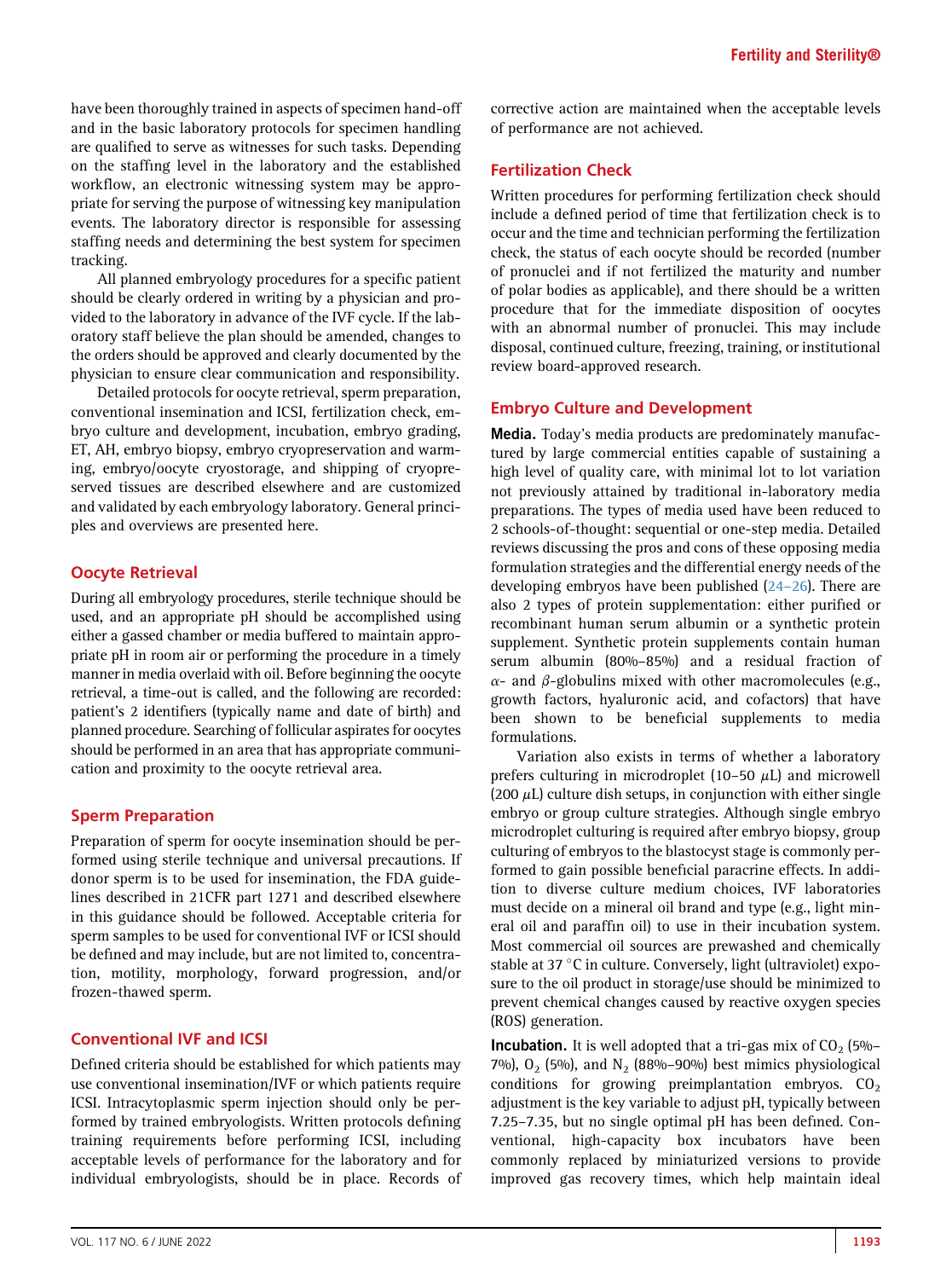have been thoroughly trained in aspects of specimen hand-off and in the basic laboratory protocols for specimen handling are qualified to serve as witnesses for such tasks. Depending on the staffing level in the laboratory and the established workflow, an electronic witnessing system may be appropriate for serving the purpose of witnessing key manipulation events. The laboratory director is responsible for assessing staffing needs and determining the best system for specimen tracking.

All planned embryology procedures for a specific patient should be clearly ordered in writing by a physician and provided to the laboratory in advance of the IVF cycle. If the laboratory staff believe the plan should be amended, changes to the orders should be approved and clearly documented by the physician to ensure clear communication and responsibility.

Detailed protocols for oocyte retrieval, sperm preparation, conventional insemination and ICSI, fertilization check, embryo culture and development, incubation, embryo grading, ET, AH, embryo biopsy, embryo cryopreservation and warming, embryo/oocyte cryostorage, and shipping of cryopreserved tissues are described elsewhere and are customized and validated by each embryology laboratory. General principles and overviews are presented here.

## Oocyte Retrieval

During all embryology procedures, sterile technique should be used, and an appropriate pH should be accomplished using either a gassed chamber or media buffered to maintain appropriate pH in room air or performing the procedure in a timely manner in media overlaid with oil. Before beginning the oocyte retrieval, a time-out is called, and the following are recorded: patient's 2 identifiers (typically name and date of birth) and planned procedure. Searching of follicular aspirates for oocytes should be performed in an area that has appropriate communication and proximity to the oocyte retrieval area.

## Sperm Preparation

Preparation of sperm for oocyte insemination should be performed using sterile technique and universal precautions. If donor sperm is to be used for insemination, the FDA guidelines described in 21CFR part 1271 and described elsewhere in this guidance should be followed. Acceptable criteria for sperm samples to be used for conventional IVF or ICSI should be defined and may include, but are not limited to, concentration, motility, morphology, forward progression, and/or frozen-thawed sperm.

## Conventional IVF and ICSI

Defined criteria should be established for which patients may use conventional insemination/IVF or which patients require ICSI. Intracytoplasmic sperm injection should only be performed by trained embryologists. Written protocols defining training requirements before performing ICSI, including acceptable levels of performance for the laboratory and for individual embryologists, should be in place. Records of corrective action are maintained when the acceptable levels of performance are not achieved.

## Fertilization Check

Written procedures for performing fertilization check should include a defined period of time that fertilization check is to occur and the time and technician performing the fertilization check, the status of each oocyte should be recorded (number of pronuclei and if not fertilized the maturity and number of polar bodies as applicable), and there should be a written procedure that for the immediate disposition of oocytes with an abnormal number of pronuclei. This may include disposal, continued culture, freezing, training, or institutional review board-approved research.

## Embryo Culture and Development

**Media.** Today's media products are predominately manufactured by large commercial entities capable of sustaining a high level of quality care, with minimal lot to lot variation not previously attained by traditional in-laboratory media preparations. The types of media used have been reduced to 2 schools-of-thought: sequential or one-step media. Detailed reviews discussing the pros and cons of these opposing media formulation strategies and the differential energy needs of the developing embryos have been published (24–26). There are also 2 types of protein supplementation: either purified or recombinant human serum albumin or a synthetic protein supplement. Synthetic protein supplements contain human serum albumin (80%–85%) and a residual fraction of $\alpha$- and $\beta$-globulins mixed with other macromolecules (e.g., growth factors, hyaluronic acid, and cofactors) that have been shown to be beneficial supplements to media formulations.

Variation also exists in terms of whether a laboratory prefers culturing in microdroplet (10–50 $\mu$L) and microwell (200 $\mu$L) culture dish setups, in conjunction with either single embryo or group culture strategies. Although single embryo microdroplet culturing is required after embryo biopsy, group culturing of embryos to the blastocyst stage is commonly performed to gain possible beneficial paracrine effects. In addition to diverse culture medium choices, IVF laboratories must decide on a mineral oil brand and type (e.g., light mineral oil and paraffin oil) to use in their incubation system. Most commercial oil sources are prewashed and chemically stable at 37 °C in culture. Conversely, light (ultraviolet) exposure to the oil product in storage/use should be minimized to prevent chemical changes caused by reactive oxygen species (ROS) generation.

**Incubation.** It is well adopted that a tri-gas mix of $CO_2$ (5%–7%), $O_2$ (5%), and $N_2$ (88%–90%) best mimics physiological conditions for growing preimplantation embryos. $CO_2$ adjustment is the key variable to adjust pH, typically between 7.25–7.35, but no single optimal pH has been defined. Conventional, high-capacity box incubators have been commonly replaced by miniaturized versions to provide improved gas recovery times, which help maintain ideal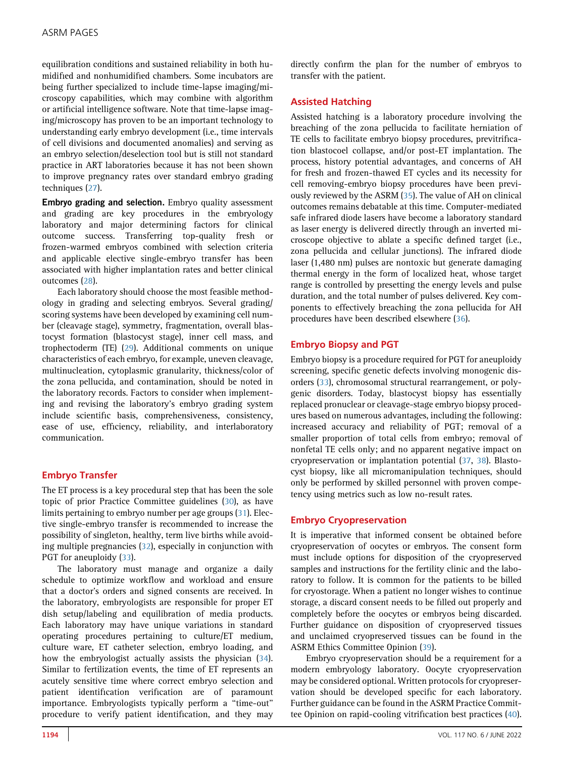equilibration conditions and sustained reliability in both humidified and nonhumidified chambers. Some incubators are being further specialized to include time-lapse imaging/microscopy capabilities, which may combine with algorithm or artificial intelligence software. Note that time-lapse imaging/microscopy has proven to be an important technology to understanding early embryo development (i.e., time intervals of cell divisions and documented anomalies) and serving as an embryo selection/deselection tool but is still not standard practice in ART laboratories because it has not been shown to improve pregnancy rates over standard embryo grading techniques (27).

**Embryo grading and selection.** Embryo quality assessment and grading are key procedures in the embryology laboratory and major determining factors for clinical outcome success. Transferring top-quality fresh or frozen-warmed embryos combined with selection criteria and applicable elective single-embryo transfer has been associated with higher implantation rates and better clinical outcomes (28).

Each laboratory should choose the most feasible methodology in grading and selecting embryos. Several grading/scoring systems have been developed by examining cell number (cleavage stage), symmetry, fragmentation, overall blastocyst formation (blastocyst stage), inner cell mass, and trophectoderm (TE) (29). Additional comments on unique characteristics of each embryo, for example, uneven cleavage, multinucleation, cytoplasmic granularity, thickness/color of the zona pellucida, and contamination, should be noted in the laboratory records. Factors to consider when implementing and revising the laboratory's embryo grading system include scientific basis, comprehensiveness, consistency, ease of use, efficiency, reliability, and interlaboratory communication.

## Embryo Transfer

The ET process is a key procedural step that has been the sole topic of prior Practice Committee guidelines (30), as have limits pertaining to embryo number per age groups (31). Elective single-embryo transfer is recommended to increase the possibility of singleton, healthy, term live births while avoiding multiple pregnancies (32), especially in conjunction with PGT for aneuploidy (33).

The laboratory must manage and organize a daily schedule to optimize workflow and workload and ensure that a doctor's orders and signed consents are received. In the laboratory, embryologists are responsible for proper ET dish setup/labeling and equilibration of media products. Each laboratory may have unique variations in standard operating procedures pertaining to culture/ET medium, culture ware, ET catheter selection, embryo loading, and how the embryologist actually assists the physician (34). Similar to fertilization events, the time of ET represents an acutely sensitive time where correct embryo selection and patient identification verification are of paramount importance. Embryologists typically perform a "time-out" procedure to verify patient identification, and they may directly confirm the plan for the number of embryos to transfer with the patient.

## Assisted Hatching

Assisted hatching is a laboratory procedure involving the breaching of the zona pellucida to facilitate herniation of TE cells to facilitate embryo biopsy procedures, previtrification blastocoel collapse, and/or post-ET implantation. The process, history potential advantages, and concerns of AH for fresh and frozen-thawed ET cycles and its necessity for cell removing-embryo biopsy procedures have been previously reviewed by the ASRM (35). The value of AH on clinical outcomes remains debatable at this time. Computer-mediated safe infrared diode lasers have become a laboratory standard as laser energy is delivered directly through an inverted microscope objective to ablate a specific defined target (i.e., zona pellucida and cellular junctions). The infrared diode laser (1,480 nm) pulses are nontoxic but generate damaging thermal energy in the form of localized heat, whose target range is controlled by presetting the energy levels and pulse duration, and the total number of pulses delivered. Key components to effectively breaching the zona pellucida for AH procedures have been described elsewhere (36).

## Embryo Biopsy and PGT

Embryo biopsy is a procedure required for PGT for aneuploidy screening, specific genetic defects involving monogenic disorders (33), chromosomal structural rearrangement, or polygenic disorders. Today, blastocyst biopsy has essentially replaced pronuclear or cleavage-stage embryo biopsy procedures based on numerous advantages, including the following: increased accuracy and reliability of PGT; removal of a smaller proportion of total cells from embryo; removal of nonfetal TE cells only; and no apparent negative impact on cryopreservation or implantation potential (37, 38). Blastocyst biopsy, like all micromanipulation techniques, should only be performed by skilled personnel with proven competency using metrics such as low no-result rates.

## Embryo Cryopreservation

It is imperative that informed consent be obtained before cryopreservation of oocytes or embryos. The consent form must include options for disposition of the cryopreserved samples and instructions for the fertility clinic and the laboratory to follow. It is common for the patients to be billed for cryostorage. When a patient no longer wishes to continue storage, a discard consent needs to be filled out properly and completely before the oocytes or embryos being discarded. Further guidance on disposition of cryopreserved tissues and unclaimed cryopreserved tissues can be found in the ASRM Ethics Committee Opinion (39).

Embryo cryopreservation should be a requirement for a modern embryology laboratory. Oocyte cryopreservation may be considered optional. Written protocols for cryopreservation should be developed specific for each laboratory. Further guidance can be found in the ASRM Practice Committee Opinion on rapid-cooling vitrification best practices (40).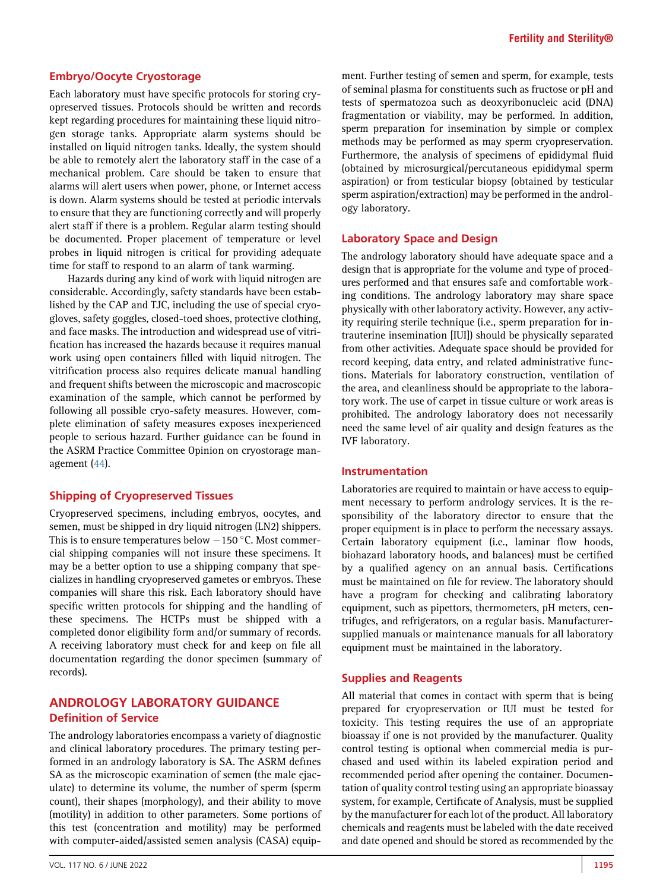### Embryo/Oocyte Cryostorage

Each laboratory must have specific protocols for storing cryopreserved tissues. Protocols should be written and records kept regarding procedures for maintaining these liquid nitrogen storage tanks. Appropriate alarm systems should be installed on liquid nitrogen tanks. Ideally, the system should be able to remotely alert the laboratory staff in the case of a mechanical problem. Care should be taken to ensure that alarms will alert users when power, phone, or Internet access is down. Alarm systems should be tested at periodic intervals to ensure that they are functioning correctly and will properly alert staff if there is a problem. Regular alarm testing should be documented. Proper placement of temperature or level probes in liquid nitrogen is critical for providing adequate time for staff to respond to an alarm of tank warming.

Hazards during any kind of work with liquid nitrogen are considerable. Accordingly, safety standards have been established by the CAP and TJC, including the use of special cryogloves, safety goggles, closed-toed shoes, protective clothing, and face masks. The introduction and widespread use of vitrification has increased the hazards because it requires manual work using open containers filled with liquid nitrogen. The vitrification process also requires delicate manual handling and frequent shifts between the microscopic and macroscopic examination of the sample, which cannot be performed by following all possible cryo-safety measures. However, complete elimination of safety measures exposes inexperienced people to serious hazard. Further guidance can be found in the ASRM Practice Committee Opinion on cryostorage management (44).

### Shipping of Cryopreserved Tissues

Cryopreserved specimens, including embryos, oocytes, and semen, must be shipped in dry liquid nitrogen (LN2) shippers. This is to ensure temperatures below $-150\,^{\circ}$C. Most commercial shipping companies will not insure these specimens. It may be a better option to use a shipping company that specializes in handling cryopreserved gametes or embryos. These companies will share this risk. Each laboratory should have specific written protocols for shipping and the handling of these specimens. The HCTPs must be shipped with a completed donor eligibility form and/or summary of records. A receiving laboratory must check for and keep on file all documentation regarding the donor specimen (summary of records).

## ANDROLOGY LABORATORY GUIDANCE

### Definition of Service

The andrology laboratories encompass a variety of diagnostic and clinical laboratory procedures. The primary testing performed in an andrology laboratory is SA. The ASRM defines SA as the microscopic examination of semen (the male ejaculate) to determine its volume, the number of sperm (sperm count), their shapes (morphology), and their ability to move (motility) in addition to other parameters. Some portions of this test (concentration and motility) may be performed with computer-aided/assisted semen analysis (CASA) equipment. Further testing of semen and sperm, for example, tests of seminal plasma for constituents such as fructose or pH and tests of spermatozoa such as deoxyribonucleic acid (DNA) fragmentation or viability, may be performed. In addition, sperm preparation for insemination by simple or complex methods may be performed as may sperm cryopreservation. Furthermore, the analysis of specimens of epididymal fluid (obtained by microsurgical/percutaneous epididymal sperm aspiration) or from testicular biopsy (obtained by testicular sperm aspiration/extraction) may be performed in the andrology laboratory.

### Laboratory Space and Design

The andrology laboratory should have adequate space and a design that is appropriate for the volume and type of procedures performed and that ensures safe and comfortable working conditions. The andrology laboratory may share space physically with other laboratory activity. However, any activity requiring sterile technique (i.e., sperm preparation for intrauterine insemination [IUI]) should be physically separated from other activities. Adequate space should be provided for record keeping, data entry, and related administrative functions. Materials for laboratory construction, ventilation of the area, and cleanliness should be appropriate to the laboratory work. The use of carpet in tissue culture or work areas is prohibited. The andrology laboratory does not necessarily need the same level of air quality and design features as the IVF laboratory.

### Instrumentation

Laboratories are required to maintain or have access to equipment necessary to perform andrology services. It is the responsibility of the laboratory director to ensure that the proper equipment is in place to perform the necessary assays. Certain laboratory equipment (i.e., laminar flow hoods, biohazard laboratory hoods, and balances) must be certified by a qualified agency on an annual basis. Certifications must be maintained on file for review. The laboratory should have a program for checking and calibrating laboratory equipment, such as pipettors, thermometers, pH meters, centrifuges, and refrigerators, on a regular basis. Manufacturer-supplied manuals or maintenance manuals for all laboratory equipment must be maintained in the laboratory.

### Supplies and Reagents

All material that comes in contact with sperm that is being prepared for cryopreservation or IUI must be tested for toxicity. This testing requires the use of an appropriate bioassay if one is not provided by the manufacturer. Quality control testing is optional when commercial media is purchased and used within its labeled expiration period and recommended period after opening the container. Documentation of quality control testing using an appropriate bioassay system, for example, Certificate of Analysis, must be supplied by the manufacturer for each lot of the product. All laboratory chemicals and reagents must be labeled with the date received and date opened and should be stored as recommended by the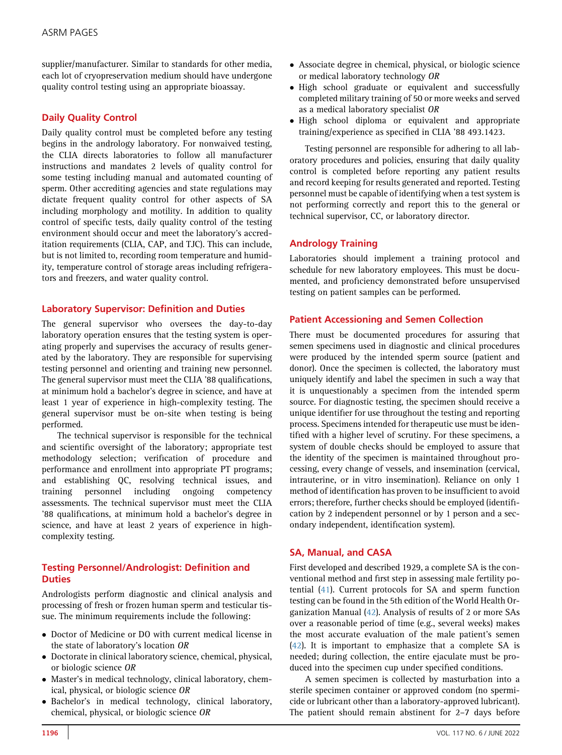supplier/manufacturer. Similar to standards for other media, each lot of cryopreservation medium should have undergone quality control testing using an appropriate bioassay.

## Daily Quality Control

Daily quality control must be completed before any testing begins in the andrology laboratory. For nonwaived testing, the CLIA directs laboratories to follow all manufacturer instructions and mandates 2 levels of quality control for some testing including manual and automated counting of sperm. Other accrediting agencies and state regulations may dictate frequent quality control for other aspects of SA including morphology and motility. In addition to quality control of specific tests, daily quality control of the testing environment should occur and meet the laboratory's accreditation requirements (CLIA, CAP, and TJC). This can include, but is not limited to, recording room temperature and humidity, temperature control of storage areas including refrigerators and freezers, and water quality control.

## Laboratory Supervisor: Definition and Duties

The general supervisor who oversees the day-to-day laboratory operation ensures that the testing system is operating properly and supervises the accuracy of results generated by the laboratory. They are responsible for supervising testing personnel and orienting and training new personnel. The general supervisor must meet the CLIA '88 qualifications, at minimum hold a bachelor's degree in science, and have at least 1 year of experience in high-complexity testing. The general supervisor must be on-site when testing is being performed.

The technical supervisor is responsible for the technical and scientific oversight of the laboratory; appropriate test methodology selection; verification of procedure and performance and enrollment into appropriate PT programs; and establishing QC, resolving technical issues, and training personnel including ongoing competency assessments. The technical supervisor must meet the CLIA '88 qualifications, at minimum hold a bachelor's degree in science, and have at least 2 years of experience in high-complexity testing.

## Testing Personnel/Andrologist: Definition and Duties

Andrologists perform diagnostic and clinical analysis and processing of fresh or frozen human sperm and testicular tissue. The minimum requirements include the following:

- Doctor of Medicine or DO with current medical license in the state of laboratory's location *OR*
- Doctorate in clinical laboratory science, chemical, physical, or biologic science *OR*
- Master's in medical technology, clinical laboratory, chemical, physical, or biologic science *OR*
- Bachelor's in medical technology, clinical laboratory, chemical, physical, or biologic science *OR*
- Associate degree in chemical, physical, or biologic science or medical laboratory technology *OR*
- High school graduate or equivalent and successfully completed military training of 50 or more weeks and served as a medical laboratory specialist *OR*
- High school diploma or equivalent and appropriate training/experience as specified in CLIA '88 493.1423.

Testing personnel are responsible for adhering to all laboratory procedures and policies, ensuring that daily quality control is completed before reporting any patient results and record keeping for results generated and reported. Testing personnel must be capable of identifying when a test system is not performing correctly and report this to the general or technical supervisor, CC, or laboratory director.

## Andrology Training

Laboratories should implement a training protocol and schedule for new laboratory employees. This must be documented, and proficiency demonstrated before unsupervised testing on patient samples can be performed.

## Patient Accessioning and Semen Collection

There must be documented procedures for assuring that semen specimens used in diagnostic and clinical procedures were produced by the intended sperm source (patient and donor). Once the specimen is collected, the laboratory must uniquely identify and label the specimen in such a way that it is unquestionably a specimen from the intended sperm source. For diagnostic testing, the specimen should receive a unique identifier for use throughout the testing and reporting process. Specimens intended for therapeutic use must be identified with a higher level of scrutiny. For these specimens, a system of double checks should be employed to assure that the identity of the specimen is maintained throughout processing, every change of vessels, and insemination (cervical, intrauterine, or in vitro insemination). Reliance on only 1 method of identification has proven to be insufficient to avoid errors; therefore, further checks should be employed (identification by 2 independent personnel or by 1 person and a secondary independent, identification system).

## SA, Manual, and CASA

First developed and described 1929, a complete SA is the conventional method and first step in assessing male fertility potential (41). Current protocols for SA and sperm function testing can be found in the 5th edition of the World Health Organization Manual (42). Analysis of results of 2 or more SAs over a reasonable period of time (e.g., several weeks) makes the most accurate evaluation of the male patient's semen (42). It is important to emphasize that a complete SA is needed; during collection, the entire ejaculate must be produced into the specimen cup under specified conditions.

A semen specimen is collected by masturbation into a sterile specimen container or approved condom (no spermicide or lubricant other than a laboratory-approved lubricant). The patient should remain abstinent for 2–7 days before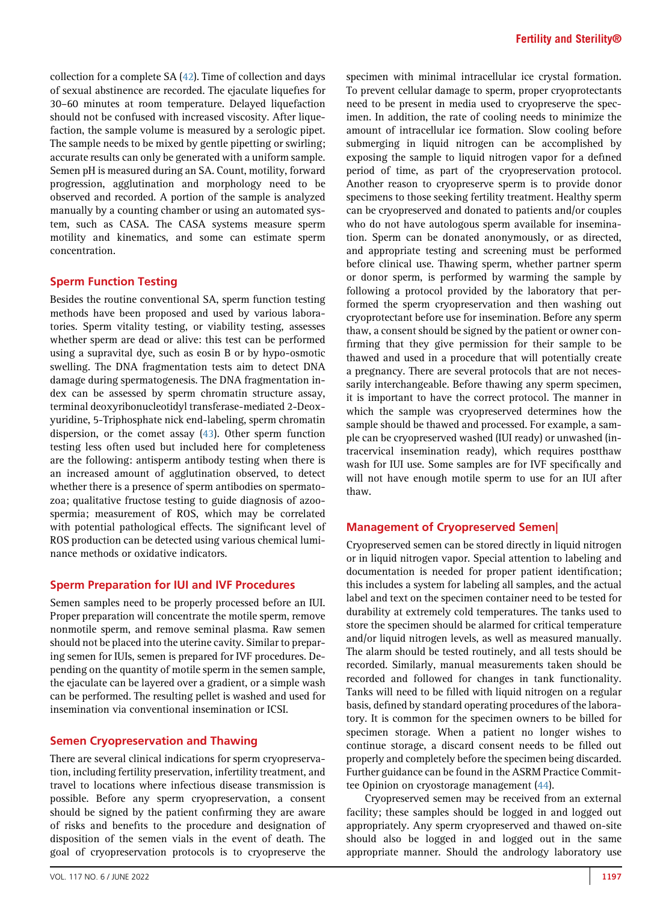collection for a complete SA (42). Time of collection and days of sexual abstinence are recorded. The ejaculate liquefies for 30–60 minutes at room temperature. Delayed liquefaction should not be confused with increased viscosity. After liquefaction, the sample volume is measured by a serologic pipet. The sample needs to be mixed by gentle pipetting or swirling; accurate results can only be generated with a uniform sample. Semen pH is measured during an SA. Count, motility, forward progression, agglutination and morphology need to be observed and recorded. A portion of the sample is analyzed manually by a counting chamber or using an automated system, such as CASA. The CASA systems measure sperm motility and kinematics, and some can estimate sperm concentration.

## Sperm Function Testing

Besides the routine conventional SA, sperm function testing methods have been proposed and used by various laboratories. Sperm vitality testing, or viability testing, assesses whether sperm are dead or alive: this test can be performed using a supravital dye, such as eosin B or by hypo-osmotic swelling. The DNA fragmentation tests aim to detect DNA damage during spermatogenesis. The DNA fragmentation index can be assessed by sperm chromatin structure assay, terminal deoxyribonucleotidyl transferase-mediated 2-Deoxyuridine, 5-Triphosphate nick end-labeling, sperm chromatin dispersion, or the comet assay (43). Other sperm function testing less often used but included here for completeness are the following: antisperm antibody testing when there is an increased amount of agglutination observed, to detect whether there is a presence of sperm antibodies on spermatozoa; qualitative fructose testing to guide diagnosis of azoospermia; measurement of ROS, which may be correlated with potential pathological effects. The significant level of ROS production can be detected using various chemical luminance methods or oxidative indicators.

## Sperm Preparation for IUI and IVF Procedures

Semen samples need to be properly processed before an IUI. Proper preparation will concentrate the motile sperm, remove nonmotile sperm, and remove seminal plasma. Raw semen should not be placed into the uterine cavity. Similar to preparing semen for IUIs, semen is prepared for IVF procedures. Depending on the quantity of motile sperm in the semen sample, the ejaculate can be layered over a gradient, or a simple wash can be performed. The resulting pellet is washed and used for insemination via conventional insemination or ICSI.

## Semen Cryopreservation and Thawing

There are several clinical indications for sperm cryopreservation, including fertility preservation, infertility treatment, and travel to locations where infectious disease transmission is possible. Before any sperm cryopreservation, a consent should be signed by the patient confirming they are aware of risks and benefits to the procedure and designation of disposition of the semen vials in the event of death. The goal of cryopreservation protocols is to cryopreserve the specimen with minimal intracellular ice crystal formation. To prevent cellular damage to sperm, proper cryoprotectants need to be present in media used to cryopreserve the specimen. In addition, the rate of cooling needs to minimize the amount of intracellular ice formation. Slow cooling before submerging in liquid nitrogen can be accomplished by exposing the sample to liquid nitrogen vapor for a defined period of time, as part of the cryopreservation protocol. Another reason to cryopreserve sperm is to provide donor specimens to those seeking fertility treatment. Healthy sperm can be cryopreserved and donated to patients and/or couples who do not have autologous sperm available for insemination. Sperm can be donated anonymously, or as directed, and appropriate testing and screening must be performed before clinical use. Thawing sperm, whether partner sperm or donor sperm, is performed by warming the sample by following a protocol provided by the laboratory that performed the sperm cryopreservation and then washing out cryoprotectant before use for insemination. Before any sperm thaw, a consent should be signed by the patient or owner confirming that they give permission for their sample to be thawed and used in a procedure that will potentially create a pregnancy. There are several protocols that are not necessarily interchangeable. Before thawing any sperm specimen, it is important to have the correct protocol. The manner in which the sample was cryopreserved determines how the sample should be thawed and processed. For example, a sample can be cryopreserved washed (IUI ready) or unwashed (intracervical insemination ready), which requires postthaw wash for IUI use. Some samples are for IVF specifically and will not have enough motile sperm to use for an IUI after thaw.

## Management of Cryopreserved Semen|

Cryopreserved semen can be stored directly in liquid nitrogen or in liquid nitrogen vapor. Special attention to labeling and documentation is needed for proper patient identification; this includes a system for labeling all samples, and the actual label and text on the specimen container need to be tested for durability at extremely cold temperatures. The tanks used to store the specimen should be alarmed for critical temperature and/or liquid nitrogen levels, as well as measured manually. The alarm should be tested routinely, and all tests should be recorded. Similarly, manual measurements taken should be recorded and followed for changes in tank functionality. Tanks will need to be filled with liquid nitrogen on a regular basis, defined by standard operating procedures of the laboratory. It is common for the specimen owners to be billed for specimen storage. When a patient no longer wishes to continue storage, a discard consent needs to be filled out properly and completely before the specimen being discarded. Further guidance can be found in the ASRM Practice Committee Opinion on cryostorage management (44).

Cryopreserved semen may be received from an external facility; these samples should be logged in and logged out appropriately. Any sperm cryopreserved and thawed on-site should also be logged in and logged out in the same appropriate manner. Should the andrology laboratory use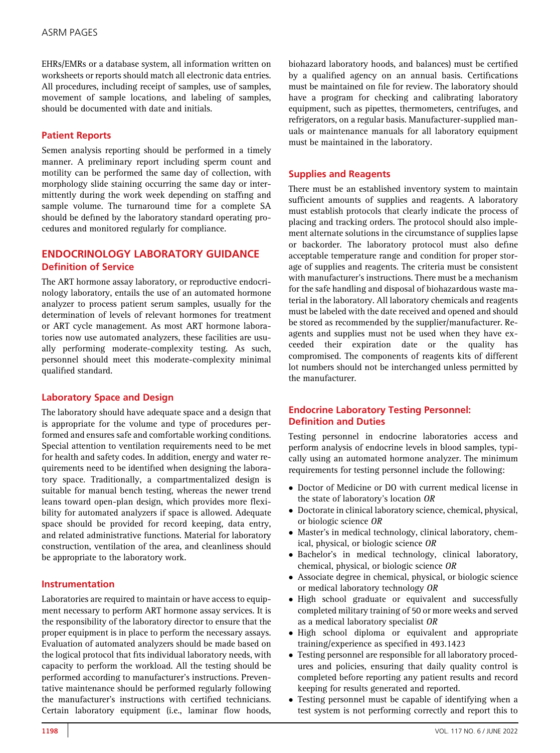EHRs/EMRs or a database system, all information written on worksheets or reports should match all electronic data entries. All procedures, including receipt of samples, use of samples, movement of sample locations, and labeling of samples, should be documented with date and initials.

### Patient Reports

Semen analysis reporting should be performed in a timely manner. A preliminary report including sperm count and motility can be performed the same day of collection, with morphology slide staining occurring the same day or intermittently during the work week depending on staffing and sample volume. The turnaround time for a complete SA should be defined by the laboratory standard operating procedures and monitored regularly for compliance.

## ENDOCRINOLOGY LABORATORY GUIDANCE

### Definition of Service

The ART hormone assay laboratory, or reproductive endocrinology laboratory, entails the use of an automated hormone analyzer to process patient serum samples, usually for the determination of levels of relevant hormones for treatment or ART cycle management. As most ART hormone laboratories now use automated analyzers, these facilities are usually performing moderate-complexity testing. As such, personnel should meet this moderate-complexity minimal qualified standard.

### Laboratory Space and Design

The laboratory should have adequate space and a design that is appropriate for the volume and type of procedures performed and ensures safe and comfortable working conditions. Special attention to ventilation requirements need to be met for health and safety codes. In addition, energy and water requirements need to be identified when designing the laboratory space. Traditionally, a compartmentalized design is suitable for manual bench testing, whereas the newer trend leans toward open-plan design, which provides more flexibility for automated analyzers if space is allowed. Adequate space should be provided for record keeping, data entry, and related administrative functions. Material for laboratory construction, ventilation of the area, and cleanliness should be appropriate to the laboratory work.

### Instrumentation

Laboratories are required to maintain or have access to equipment necessary to perform ART hormone assay services. It is the responsibility of the laboratory director to ensure that the proper equipment is in place to perform the necessary assays. Evaluation of automated analyzers should be made based on the logical protocol that fits individual laboratory needs, with capacity to perform the workload. All the testing should be performed according to manufacturer's instructions. Preventative maintenance should be performed regularly following the manufacturer's instructions with certified technicians. Certain laboratory equipment (i.e., laminar flow hoods, biohazard laboratory hoods, and balances) must be certified by a qualified agency on an annual basis. Certifications must be maintained on file for review. The laboratory should have a program for checking and calibrating laboratory equipment, such as pipettes, thermometers, centrifuges, and refrigerators, on a regular basis. Manufacturer-supplied manuals or maintenance manuals for all laboratory equipment must be maintained in the laboratory.

### Supplies and Reagents

There must be an established inventory system to maintain sufficient amounts of supplies and reagents. A laboratory must establish protocols that clearly indicate the process of placing and tracking orders. The protocol should also implement alternate solutions in the circumstance of supplies lapse or backorder. The laboratory protocol must also define acceptable temperature range and condition for proper storage of supplies and reagents. The criteria must be consistent with manufacturer's instructions. There must be a mechanism for the safe handling and disposal of biohazardous waste material in the laboratory. All laboratory chemicals and reagents must be labeled with the date received and opened and should be stored as recommended by the supplier/manufacturer. Reagents and supplies must not be used when they have exceeded their expiration date or the quality has compromised. The components of reagents kits of different lot numbers should not be interchanged unless permitted by the manufacturer.

### Endocrine Laboratory Testing Personnel: Definition and Duties

Testing personnel in endocrine laboratories access and perform analysis of endocrine levels in blood samples, typically using an automated hormone analyzer. The minimum requirements for testing personnel include the following:

- Doctor of Medicine or DO with current medical license in the state of laboratory's location *OR*
- Doctorate in clinical laboratory science, chemical, physical, or biologic science *OR*
- Master's in medical technology, clinical laboratory, chemical, physical, or biologic science *OR*
- Bachelor's in medical technology, clinical laboratory, chemical, physical, or biologic science *OR*
- Associate degree in chemical, physical, or biologic science or medical laboratory technology *OR*
- High school graduate or equivalent and successfully completed military training of 50 or more weeks and served as a medical laboratory specialist *OR*
- High school diploma or equivalent and appropriate training/experience as specified in 493.1423
- Testing personnel are responsible for all laboratory procedures and policies, ensuring that daily quality control is completed before reporting any patient results and record keeping for results generated and reported.
- Testing personnel must be capable of identifying when a test system is not performing correctly and report this to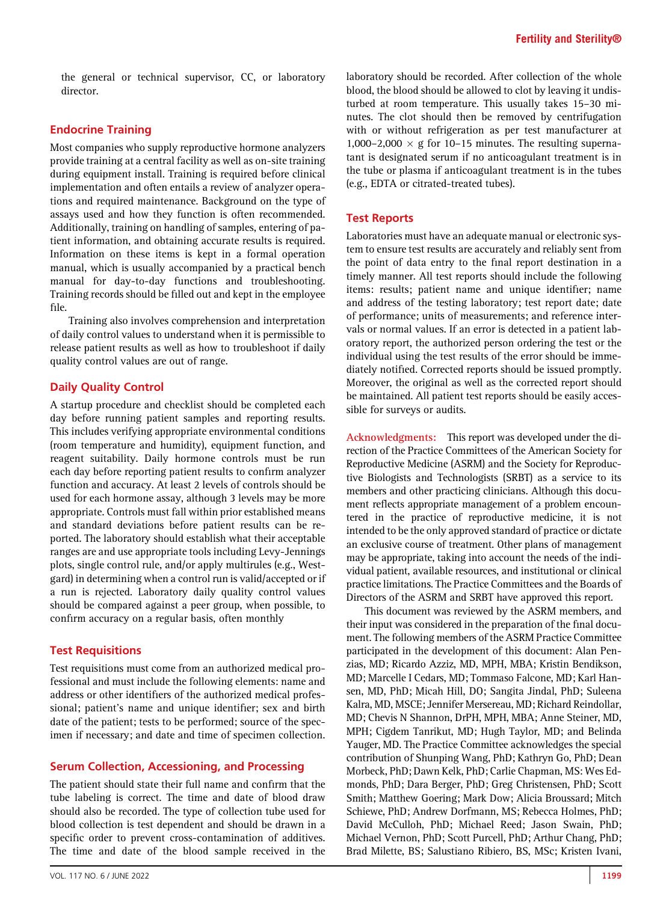the general or technical supervisor, CC, or laboratory director.

## Endocrine Training

Most companies who supply reproductive hormone analyzers provide training at a central facility as well as on-site training during equipment install. Training is required before clinical implementation and often entails a review of analyzer operations and required maintenance. Background on the type of assays used and how they function is often recommended. Additionally, training on handling of samples, entering of patient information, and obtaining accurate results is required. Information on these items is kept in a formal operation manual, which is usually accompanied by a practical bench manual for day-to-day functions and troubleshooting. Training records should be filled out and kept in the employee file.

Training also involves comprehension and interpretation of daily control values to understand when it is permissible to release patient results as well as how to troubleshoot if daily quality control values are out of range.

## Daily Quality Control

A startup procedure and checklist should be completed each day before running patient samples and reporting results. This includes verifying appropriate environmental conditions (room temperature and humidity), equipment function, and reagent suitability. Daily hormone controls must be run each day before reporting patient results to confirm analyzer function and accuracy. At least 2 levels of controls should be used for each hormone assay, although 3 levels may be more appropriate. Controls must fall within prior established means and standard deviations before patient results can be reported. The laboratory should establish what their acceptable ranges are and use appropriate tools including Levy-Jennings plots, single control rule, and/or apply multirules (e.g., Westgard) in determining when a control run is valid/accepted or if a run is rejected. Laboratory daily quality control values should be compared against a peer group, when possible, to confirm accuracy on a regular basis, often monthly

## Test Requisitions

Test requisitions must come from an authorized medical professional and must include the following elements: name and address or other identifiers of the authorized medical professional; patient's name and unique identifier; sex and birth date of the patient; tests to be performed; source of the specimen if necessary; and date and time of specimen collection.

## Serum Collection, Accessioning, and Processing

The patient should state their full name and confirm that the tube labeling is correct. The time and date of blood draw should also be recorded. The type of collection tube used for blood collection is test dependent and should be drawn in a specific order to prevent cross-contamination of additives. The time and date of the blood sample received in the laboratory should be recorded. After collection of the whole blood, the blood should be allowed to clot by leaving it undisturbed at room temperature. This usually takes 15–30 minutes. The clot should then be removed by centrifugation with or without refrigeration as per test manufacturer at 1,000–2,000 × g for 10–15 minutes. The resulting supernatant is designated serum if no anticoagulant treatment is in the tube or plasma if anticoagulant treatment is in the tubes (e.g., EDTA or citrated-treated tubes).

## Test Reports

Laboratories must have an adequate manual or electronic system to ensure test results are accurately and reliably sent from the point of data entry to the final report destination in a timely manner. All test reports should include the following items: results; patient name and unique identifier; name and address of the testing laboratory; test report date; date of performance; units of measurements; and reference intervals or normal values. If an error is detected in a patient laboratory report, the authorized person ordering the test or the individual using the test results of the error should be immediately notified. Corrected reports should be issued promptly. Moreover, the original as well as the corrected report should be maintained. All patient test reports should be easily accessible for surveys or audits.

**Acknowledgments:** This report was developed under the direction of the Practice Committees of the American Society for Reproductive Medicine (ASRM) and the Society for Reproductive Biologists and Technologists (SRBT) as a service to its members and other practicing clinicians. Although this document reflects appropriate management of a problem encountered in the practice of reproductive medicine, it is not intended to be the only approved standard of practice or dictate an exclusive course of treatment. Other plans of management may be appropriate, taking into account the needs of the individual patient, available resources, and institutional or clinical practice limitations. The Practice Committees and the Boards of Directors of the ASRM and SRBT have approved this report.

This document was reviewed by the ASRM members, and their input was considered in the preparation of the final document. The following members of the ASRM Practice Committee participated in the development of this document: Alan Penzias, MD; Ricardo Azziz, MD, MPH, MBA; Kristin Bendikson, MD; Marcelle I Cedars, MD; Tommaso Falcone, MD; Karl Hansen, MD, PhD; Micah Hill, DO; Sangita Jindal, PhD; Suleena Kalra, MD, MSCE; Jennifer Mersereau, MD; Richard Reindollar, MD; Chevis N Shannon, DrPH, MPH, MBA; Anne Steiner, MD, MPH; Cigdem Tanrikut, MD; Hugh Taylor, MD; and Belinda Yauger, MD. The Practice Committee acknowledges the special contribution of Shunping Wang, PhD; Kathryn Go, PhD; Dean Morbeck, PhD; Dawn Kelk, PhD; Carlie Chapman, MS: Wes Edmonds, PhD; Dara Berger, PhD; Greg Christensen, PhD; Scott Smith; Matthew Goering; Mark Dow; Alicia Broussard; Mitch Schiewe, PhD; Andrew Dorfmann, MS; Rebecca Holmes, PhD; David McCulloh, PhD; Michael Reed; Jason Swain, PhD; Michael Vernon, PhD; Scott Purcell, PhD; Arthur Chang, PhD; Brad Milette, BS; Salustiano Ribiero, BS, MSc; Kristen Ivani,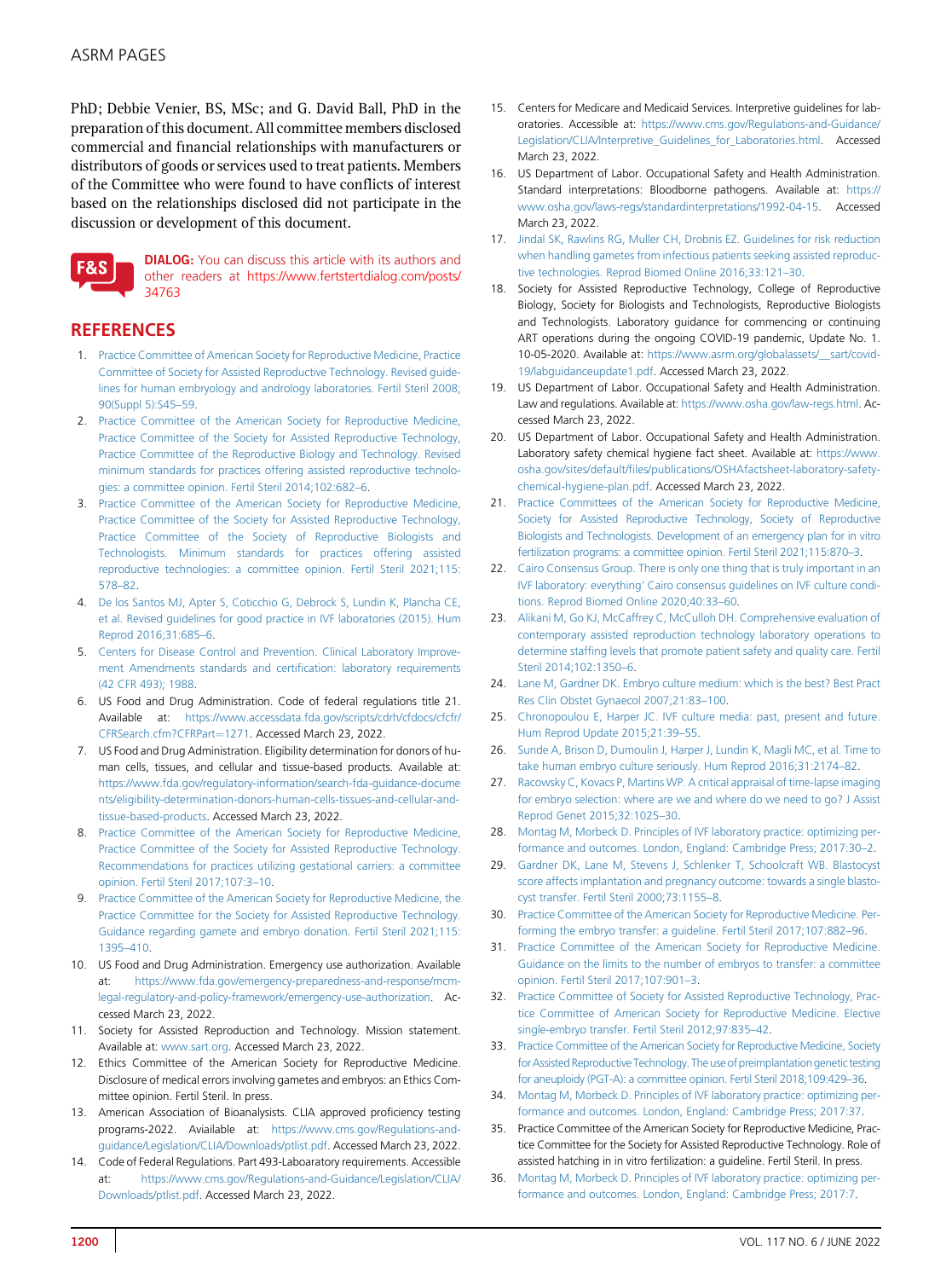PhD; Debbie Venier, BS, MSc; and G. David Ball, PhD in the preparation of this document. All committee members disclosed commercial and financial relationships with manufacturers or distributors of goods or services used to treat patients. Members of the Committee who were found to have conflicts of interest based on the relationships disclosed did not participate in the discussion or development of this document.

**DIALOG:** You can discuss this article with its authors and other readers at https://www.fertstertdialog.com/posts/34763

## REFERENCES

1. Practice Committee of American Society for Reproductive Medicine, Practice Committee of Society for Assisted Reproductive Technology. Revised guidelines for human embryology and andrology laboratories. Fertil Steril 2008;90(Suppl 5):S45–59.
2. Practice Committee of the American Society for Reproductive Medicine, Practice Committee of the Society for Assisted Reproductive Technology, Practice Committee of the Reproductive Biology and Technology. Revised minimum standards for practices offering assisted reproductive technologies: a committee opinion. Fertil Steril 2014;102:682–6.
3. Practice Committee of the American Society for Reproductive Medicine, Practice Committee of the Society for Assisted Reproductive Technology, Practice Committee of the Society of Reproductive Biologists and Technologists. Minimum standards for practices offering assisted reproductive technologies: a committee opinion. Fertil Steril 2021;115:578–82.
4. De los Santos MJ, Apter S, Coticchio G, Debrock S, Lundin K, Plancha CE, et al. Revised guidelines for good practice in IVF laboratories (2015). Hum Reprod 2016;31:685–6.
5. Centers for Disease Control and Prevention. Clinical Laboratory Improvement Amendments standards and certification: laboratory requirements (42 CFR 493); 1988.
6. US Food and Drug Administration. Code of federal regulations title 21. Available at: https://www.accessdata.fda.gov/scripts/cdrh/cfdocs/cfcfr/CFRSearch.cfm?CFRPart=1271. Accessed March 23, 2022.
7. US Food and Drug Administration. Eligibility determination for donors of human cells, tissues, and cellular and tissue-based products. Available at: https://www.fda.gov/regulatory-information/search-fda-guidance-documents/eligibility-determination-donors-human-cells-tissues-and-cellular-and-tissue-based-products. Accessed March 23, 2022.
8. Practice Committee of the American Society for Reproductive Medicine, Practice Committee of the Society for Assisted Reproductive Technology. Recommendations for practices utilizing gestational carriers: a committee opinion. Fertil Steril 2017;107:3–10.
9. Practice Committee of the American Society for Reproductive Medicine, the Practice Committee for the Society for Assisted Reproductive Technology. Guidance regarding gamete and embryo donation. Fertil Steril 2021;115:1395–410.
10. US Food and Drug Administration. Emergency use authorization. Available at: https://www.fda.gov/emergency-preparedness-and-response/mcm-legal-regulatory-and-policy-framework/emergency-use-authorization. Accessed March 23, 2022.
11. Society for Assisted Reproduction and Technology. Mission statement. Available at: www.sart.org. Accessed March 23, 2022.
12. Ethics Committee of the American Society for Reproductive Medicine. Disclosure of medical errors involving gametes and embryos: an Ethics Committee opinion. Fertil Steril. In press.
13. American Association of Bioanalysists. CLIA approved proficiency testing programs-2022. Available at: https://www.cms.gov/Regulations-and-guidance/Legislation/CLIA/Downloads/ptlist.pdf. Accessed March 23, 2022.
14. Code of Federal Regulations. Part 493-Laboaratory requirements. Accessible at: https://www.cms.gov/Regulations-and-Guidance/Legislation/CLIA/Downloads/ptlist.pdf. Accessed March 23, 2022.
15. Centers for Medicare and Medicaid Services. Interpretive guidelines for laboratories. Accessible at: https://www.cms.gov/Regulations-and-Guidance/Legislation/CLIA/Interpretive_Guidelines_for_Laboratories.html. Accessed March 23, 2022.
16. US Department of Labor. Occupational Safety and Health Administration. Standard interpretations: Bloodborne pathogens. Available at: https://www.osha.gov/laws-regs/standardinterpretations/1992-04-15. Accessed March 23, 2022.
17. Jindal SK, Rawlins RG, Muller CH, Drobnis EZ. Guidelines for risk reduction when handling gametes from infectious patients seeking assisted reproductive technologies. Reprod Biomed Online 2016;33:121–30.
18. Society for Assisted Reproductive Technology, College of Reproductive Biology, Society for Biologists and Technologists, Reproductive Biologists and Technologists. Laboratory guidance for commencing or continuing ART operations during the ongoing COVID-19 pandemic, Update No. 1. 10-05-2020. Available at: https://www.asrm.org/globalassets/__sart/covid-19/labguidanceupdate1.pdf. Accessed March 23, 2022.
19. US Department of Labor. Occupational Safety and Health Administration. Law and regulations. Available at: https://www.osha.gov/law-regs.html. Accessed March 23, 2022.
20. US Department of Labor. Occupational Safety and Health Administration. Laboratory safety chemical hygiene fact sheet. Available at: https://www.osha.gov/sites/default/files/publications/OSHAfactsheet-laboratory-safety-chemical-hygiene-plan.pdf. Accessed March 23, 2022.
21. Practice Committees of the American Society for Reproductive Medicine, Society for Assisted Reproductive Technology, Society of Reproductive Biologists and Technologists. Development of an emergency plan for in vitro fertilization programs: a committee opinion. Fertil Steril 2021;115:870–3.
22. Cairo Consensus Group. There is only one thing that is truly important in an IVF laboratory: everything' Cairo consensus guidelines on IVF culture conditions. Reprod Biomed Online 2020;40:33–60.
23. Alikani M, Go KJ, McCaffrey C, McCulloh DH. Comprehensive evaluation of contemporary assisted reproduction technology laboratory operations to determine staffing levels that promote patient safety and quality care. Fertil Steril 2014;102:1350–6.
24. Lane M, Gardner DK. Embryo culture medium: which is the best? Best Pract Res Clin Obstet Gynaecol 2007;21:83–100.
25. Chronopoulou E, Harper JC. IVF culture media: past, present and future. Hum Reprod Update 2015;21:39–55.
26. Sunde A, Brison D, Dumoulin J, Harper J, Lundin K, Magli MC, et al. Time to take human embryo culture seriously. Hum Reprod 2016;31:2174–82.
27. Racowsky C, Kovacs P, Martins WP. A critical appraisal of time-lapse imaging for embryo selection: where are we and where do we need to go? J Assist Reprod Genet 2015;32:1025–30.
28. Montag M, Morbeck D. Principles of IVF laboratory practice: optimizing performance and outcomes. London, England: Cambridge Press; 2017:30–2.
29. Gardner DK, Lane M, Stevens J, Schlenker T, Schoolcraft WB. Blastocyst score affects implantation and pregnancy outcome: towards a single blastocyst transfer. Fertil Steril 2000;73:1155–8.
30. Practice Committee of the American Society for Reproductive Medicine. Performing the embryo transfer: a guideline. Fertil Steril 2017;107:882–96.
31. Practice Committee of the American Society for Reproductive Medicine. Guidance on the limits to the number of embryos to transfer: a committee opinion. Fertil Steril 2017;107:901–3.
32. Practice Committee of Society for Assisted Reproductive Technology, Practice Committee of American Society for Reproductive Medicine. Elective single-embryo transfer. Fertil Steril 2012;97:835–42.
33. Practice Committee of the American Society for Reproductive Medicine, Society for Assisted Reproductive Technology. The use of preimplantation genetic testing for aneuploidy (PGT-A): a committee opinion. Fertil Steril 2018;109:429–36.
34. Montag M, Morbeck D. Principles of IVF laboratory practice: optimizing performance and outcomes. London, England: Cambridge Press; 2017:37.
35. Practice Committee of the American Society for Reproductive Medicine, Practice Committee for the Society for Assisted Reproductive Technology. Role of assisted hatching in in vitro fertilization: a guideline. Fertil Steril. In press.
36. Montag M, Morbeck D. Principles of IVF laboratory practice: optimizing performance and outcomes. London, England: Cambridge Press; 2017:7.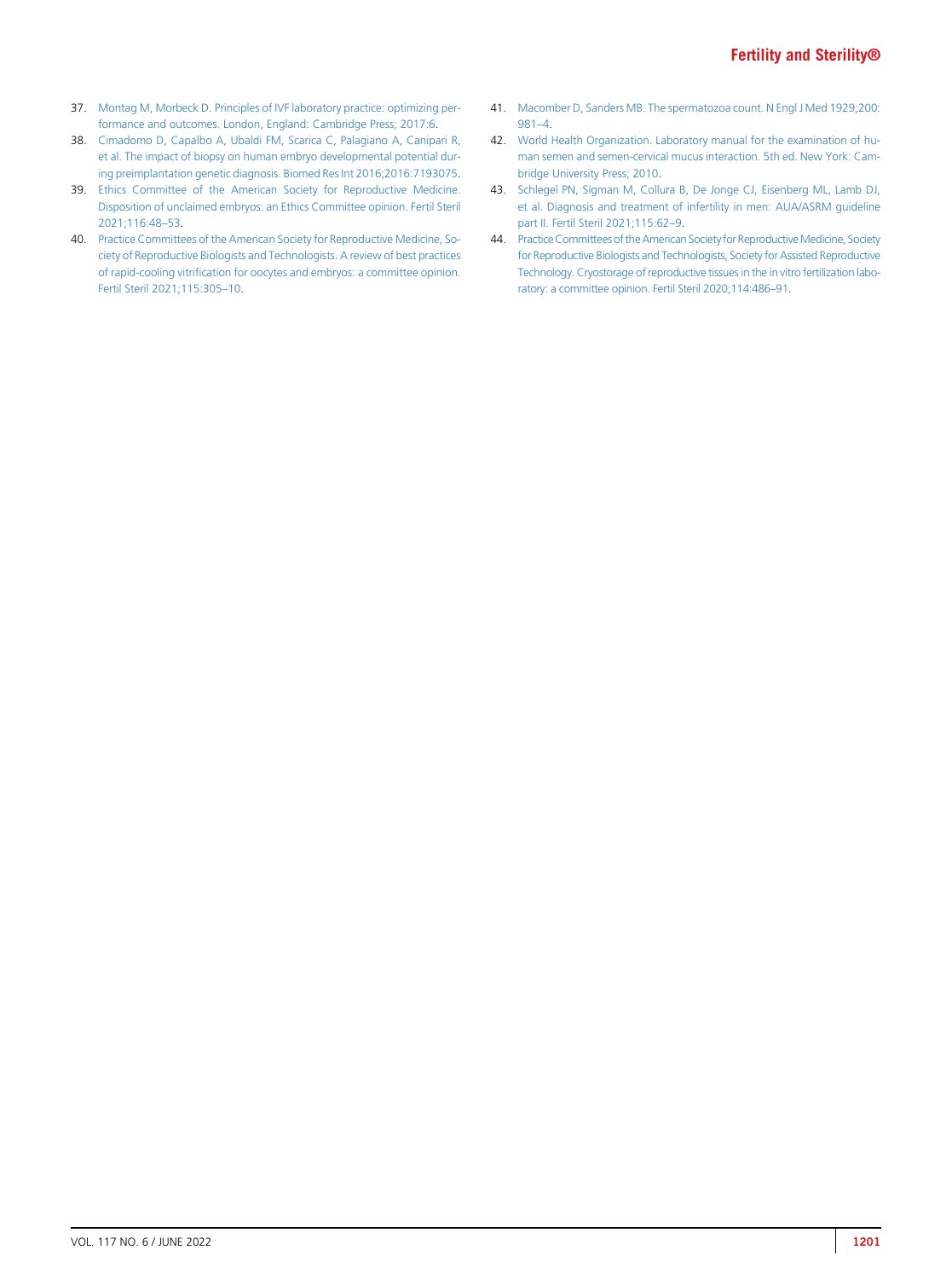37. Montag M, Morbeck D. Principles of IVF laboratory practice: optimizing performance and outcomes. London, England: Cambridge Press; 2017:6.
38. Cimadomo D, Capalbo A, Ubaldi FM, Scarica C, Palagiano A, Canipari R, et al. The impact of biopsy on human embryo developmental potential during preimplantation genetic diagnosis. Biomed Res Int 2016;2016:7193075.
39. Ethics Committee of the American Society for Reproductive Medicine. Disposition of unclaimed embryos: an Ethics Committee opinion. Fertil Steril 2021;116:48–53.
40. Practice Committees of the American Society for Reproductive Medicine, Society of Reproductive Biologists and Technologists. A review of best practices of rapid-cooling vitrification for oocytes and embryos: a committee opinion. Fertil Steril 2021;115:305–10.
41. Macomber D, Sanders MB. The spermatozoa count. N Engl J Med 1929;200: 981–4.
42. World Health Organization. Laboratory manual for the examination of human semen and semen-cervical mucus interaction. 5th ed. New York: Cambridge University Press; 2010.
43. Schlegel PN, Sigman M, Collura B, De Jonge CJ, Eisenberg ML, Lamb DJ, et al. Diagnosis and treatment of infertility in men: AUA/ASRM guideline part II. Fertil Steril 2021;115:62–9.
44. Practice Committees of the American Society for Reproductive Medicine, Society for Reproductive Biologists and Technologists, Society for Assisted Reproductive Technology. Cryostorage of reproductive tissues in the in vitro fertilization laboratory: a committee opinion. Fertil Steril 2020;114:486–91.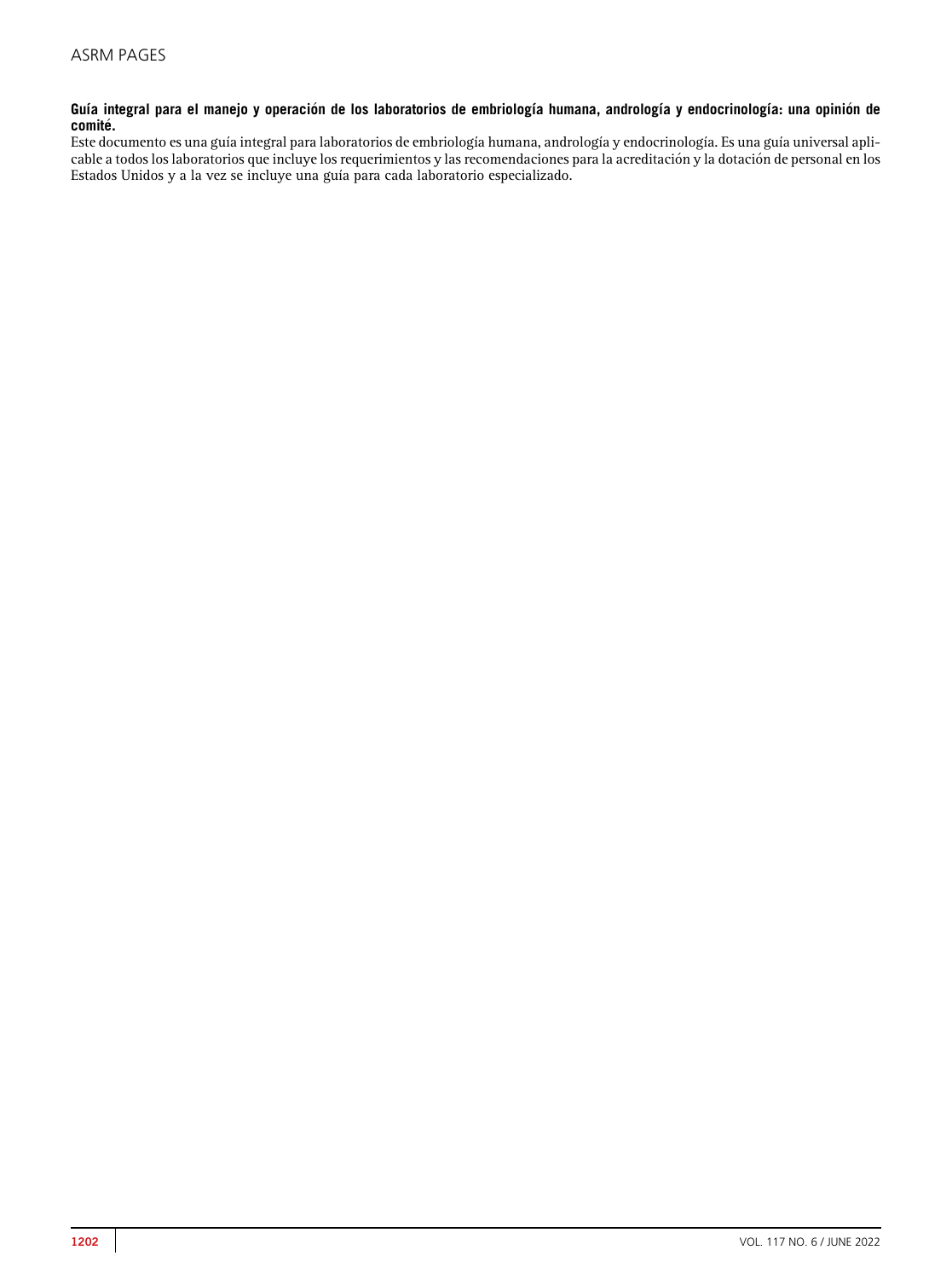**Guía integral para el manejo y operación de los laboratorios de embriología humana, andrología y endocrinología: una opinión de comité.**

Este documento es una guía integral para laboratorios de embriología humana, andrología y endocrinología. Es una guía universal aplicable a todos los laboratorios que incluye los requerimientos y las recomendaciones para la acreditación y la dotación de personal en los Estados Unidos y a la vez se incluye una guía para cada laboratorio especializado.